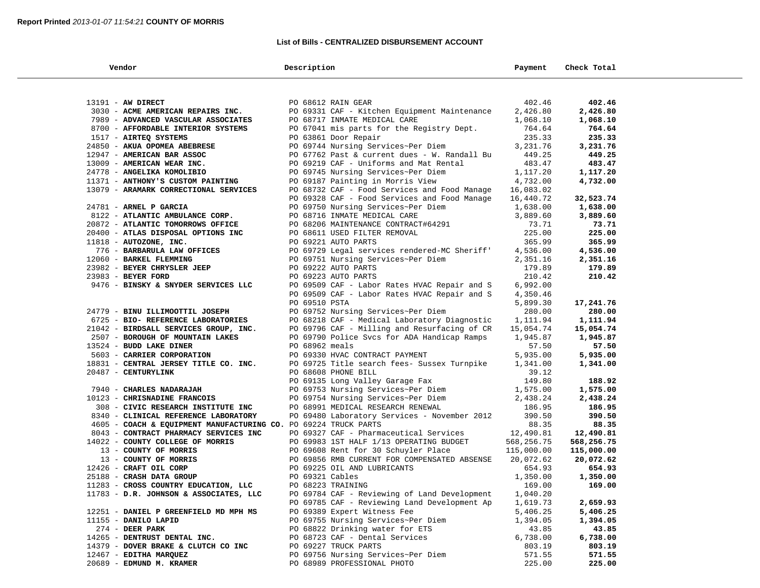Report Printed *2013-01-07 11:54:21* **COUNTY OF MORRIS**

## List of Bills - CENTRALIZED DISBURSEMENT ACCOUNT

| Vendor | Description | Payment | Check Total |
|---|---|---|---|
| 13191 - **AW DIRECT** | PO 68612 RAIN GEAR | 402.46 | **402.46** |
| 3030 - **ACME AMERICAN REPAIRS INC.** | PO 69331 CAF - Kitchen Equipment Maintenance | 2,426.80 | **2,426.80** |
| 7989 - **ADVANCED VASCULAR ASSOCIATES** | PO 68717 INMATE MEDICAL CARE | 1,068.10 | **1,068.10** |
| 8700 - **AFFORDABLE INTERIOR SYSTEMS** | PO 67041 mis parts for the Registry Dept. | 764.64 | **764.64** |
| 1517 - **AIRTEQ SYSTEMS** | PO 63861 Door Repair | 235.33 | **235.33** |
| 24850 - **AKUA OPOMEA ABEBRESE** | PO 69744 Nursing Services~Per Diem | 3,231.76 | **3,231.76** |
| 12947 - **AMERICAN BAR ASSOC** | PO 67762 Past & current dues - W. Randall Bu | 449.25 | **449.25** |
| 13009 - **AMERICAN WEAR INC.** | PO 69219 CAF - Uniforms and Mat Rental | 483.47 | **483.47** |
| 24778 - **ANGELIKA KOMOLIBIO** | PO 69745 Nursing Services~Per Diem | 1,117.20 | **1,117.20** |
| 11371 - **ANTHONY'S CUSTOM PAINTING** | PO 69187 Painting in Morris View | 4,732.00 | **4,732.00** |
| 13079 - **ARAMARK CORRECTIONAL SERVICES** | PO 68732 CAF - Food Services and Food Manage | 16,083.02 | |
| | PO 69328 CAF - Food Services and Food Manage | 16,440.72 | **32,523.74** |
| 24781 - **ARNEL P GARCIA** | PO 69750 Nursing Services~Per Diem | 1,638.00 | **1,638.00** |
| 8122 - **ATLANTIC AMBULANCE CORP.** | PO 68716 INMATE MEDICAL CARE | 3,889.60 | **3,889.60** |
| 20872 - **ATLANTIC TOMORROWS OFFICE** | PO 68206 MAINTENANCE CONTRACT#64291 | 73.71 | **73.71** |
| 20400 - **ATLAS DISPOSAL OPTIONS INC** | PO 68611 USED FILTER REMOVAL | 225.00 | **225.00** |
| 11818 - **AUTOZONE, INC.** | PO 69221 AUTO PARTS | 365.99 | **365.99** |
| 776 - **BARBARULA LAW OFFICES** | PO 69729 Legal services rendered-MC Sheriff' | 4,536.00 | **4,536.00** |
| 12060 - **BARKEL FLEMMING** | PO 69751 Nursing Services~Per Diem | 2,351.16 | **2,351.16** |
| 23982 - **BEYER CHRYSLER JEEP** | PO 69222 AUTO PARTS | 179.89 | **179.89** |
| 23983 - **BEYER FORD** | PO 69223 AUTO PARTS | 210.42 | **210.42** |
| 9476 - **BINSKY & SNYDER SERVICES LLC** | PO 69509 CAF - Labor Rates HVAC Repair and S | 6,992.00 | |
| | PO 69509 CAF - Labor Rates HVAC Repair and S | 4,350.46 | |
| | PO 69510 PSTA | 5,899.30 | **17,241.76** |
| 24779 - **BINU ILLIMOOTTIL JOSEPH** | PO 69752 Nursing Services~Per Diem | 280.00 | **280.00** |
| 6725 - **BIO- REFERENCE LABORATORIES** | PO 68218 CAF - Medical Laboratory Diagnostic | 1,111.94 | **1,111.94** |
| 21042 - **BIRDSALL SERVICES GROUP, INC.** | PO 69796 CAF - Milling and Resurfacing of CR | 15,054.74 | **15,054.74** |
| 2507 - **BOROUGH OF MOUNTAIN LAKES** | PO 69790 Police Svcs for ADA Handicap Ramps | 1,945.87 | **1,945.87** |
| 13524 - **BUDD LAKE DINER** | PO 68962 meals | 57.50 | **57.50** |
| 5603 - **CARRIER CORPORATION** | PO 69330 HVAC CONTRACT PAYMENT | 5,935.00 | **5,935.00** |
| 18831 - **CENTRAL JERSEY TITLE CO. INC.** | PO 69725 Title search fees- Sussex Turnpike | 1,341.00 | **1,341.00** |
| 20487 - **CENTURYLINK** | PO 68608 PHONE BILL | 39.12 | |
| | PO 69135 Long Valley Garage Fax | 149.80 | **188.92** |
| 7940 - **CHARLES NADARAJAH** | PO 69753 Nursing Services~Per Diem | 1,575.00 | **1,575.00** |
| 10123 - **CHRISNADINE FRANCOIS** | PO 69754 Nursing Services~Per Diem | 2,438.24 | **2,438.24** |
| 308 - **CIVIC RESEARCH INSTITUTE INC** | PO 68991 MEDICAL RESEARCH RENEWAL | 186.95 | **186.95** |
| 8340 - **CLINICAL REFERENCE LABORATORY** | PO 69480 Laboratory Services - November 2012 | 390.50 | **390.50** |
| 4605 - **COACH & EQUIPMENT MANUFACTURING CO.** | PO 69224 TRUCK PARTS | 88.35 | **88.35** |
| 8043 - **CONTRACT PHARMACY SERVICES INC** | PO 69327 CAF - Pharmaceutical Services | 12,490.81 | **12,490.81** |
| 14022 - **COUNTY COLLEGE OF MORRIS** | PO 69983 1ST HALF 1/13 OPERATING BUDGET | 568,256.75 | **568,256.75** |
| 13 - **COUNTY OF MORRIS** | PO 69608 Rent for 30 Schuyler Place | 115,000.00 | **115,000.00** |
| 13 - **COUNTY OF MORRIS** | PO 69856 RMB CURRENT FOR COMPENSATED ABSENSE | 20,072.62 | **20,072.62** |
| 12426 - **CRAFT OIL CORP** | PO 69225 OIL AND LUBRICANTS | 654.93 | **654.93** |
| 25188 - **CRASH DATA GROUP** | PO 69321 Cables | 1,350.00 | **1,350.00** |
| 11283 - **CROSS COUNTRY EDUCATION, LLC** | PO 68223 TRAINING | 169.00 | **169.00** |
| 11783 - **D.R. JOHNSON & ASSOCIATES, LLC** | PO 69784 CAF - Reviewing of Land Development | 1,040.20 | |
| | PO 69785 CAF - Reviewing Land Development Ap | 1,619.73 | **2,659.93** |
| 12251 - **DANIEL P GREENFIELD MD MPH MS** | PO 69389 Expert Witness Fee | 5,406.25 | **5,406.25** |
| 11155 - **DANILO LAPID** | PO 69755 Nursing Services~Per Diem | 1,394.05 | **1,394.05** |
| 274 - **DEER PARK** | PO 68822 Drinking water for ETS | 43.85 | **43.85** |
| 14265 - **DENTRUST DENTAL INC.** | PO 68723 CAF - Dental Services | 6,738.00 | **6,738.00** |
| 14379 - **DOVER BRAKE & CLUTCH CO INC** | PO 69227 TRUCK PARTS | 803.19 | **803.19** |
| 12467 - **EDITHA MARQUEZ** | PO 69756 Nursing Services~Per Diem | 571.55 | **571.55** |
| 20689 - **EDMUND M. KRAMER** | PO 68989 PROFESSIONAL PHOTO | 225.00 | **225.00** |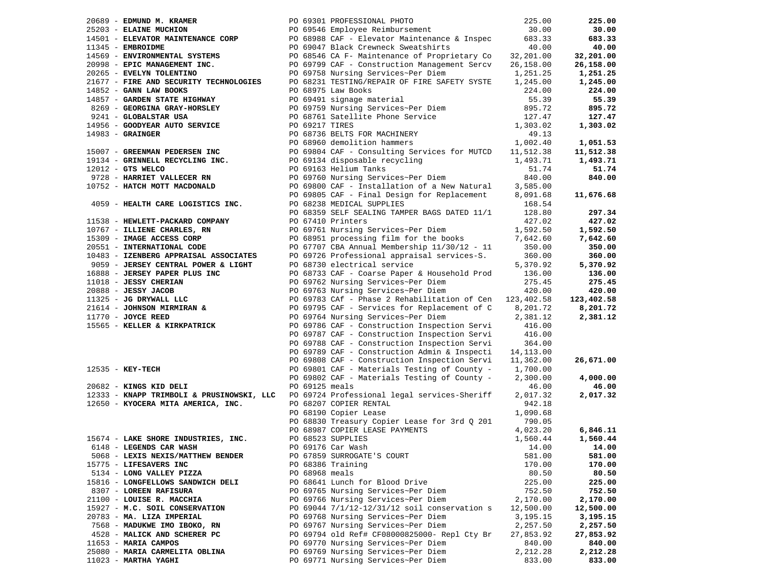| Vendor | PO / Description | Amount | Total |
|---|---|---|---|
| 20689 - **EDMUND M. KRAMER** | PO 69301 PROFESSIONAL PHOTO | 225.00 | **225.00** |
| 25203 - **ELAINE MUCHION** | PO 69546 Employee Reimbursement | 30.00 | **30.00** |
| 14501 - **ELEVATOR MAINTENANCE CORP** | PO 68988 CAF - Elevator Maintenance & Inspec | 683.33 | **683.33** |
| 11345 - **EMBROIDME** | PO 69047 Black Crewneck Sweatshirts | 40.00 | **40.00** |
| 14569 - **ENVIRONMENTAL SYSTEMS** | PO 68546 CA F- Maintenance of Proprietary Co | 32,201.00 | **32,201.00** |
| 20998 - **EPIC MANAGEMENT INC.** | PO 69799 CAF - Construction Management Sercv | 26,158.00 | **26,158.00** |
| 20265 - **EVELYN TOLENTINO** | PO 69758 Nursing Services~Per Diem | 1,251.25 | **1,251.25** |
| 21677 - **FIRE AND SECURITY TECHNOLOGIES** | PO 68231 TESTING/REPAIR OF FIRE SAFETY SYSTE | 1,245.00 | **1,245.00** |
| 14852 - **GANN LAW BOOKS** | PO 68975 Law Books | 224.00 | **224.00** |
| 14857 - **GARDEN STATE HIGHWAY** | PO 69491 signage material | 55.39 | **55.39** |
| 8269 - **GEORGINA GRAY-HORSLEY** | PO 69759 Nursing Services~Per Diem | 895.72 | **895.72** |
| 9241 - **GLOBALSTAR USA** | PO 68761 Satellite Phone Service | 127.47 | **127.47** |
| 14956 - **GOODYEAR AUTO SERVICE** | PO 69217 TIRES | 1,303.02 | **1,303.02** |
| 14983 - **GRAINGER** | PO 68736 BELTS FOR MACHINERY | 49.13 | |
| | PO 68960 demolition hammers | 1,002.40 | **1,051.53** |
| 15007 - **GREENMAN PEDERSEN INC** | PO 69804 CAF - Consulting Services for MUTCD | 11,512.38 | **11,512.38** |
| 19134 - **GRINNELL RECYCLING INC.** | PO 69134 disposable recycling | 1,493.71 | **1,493.71** |
| 12012 - **GTS WELCO** | PO 69163 Helium Tanks | 51.74 | **51.74** |
| 9728 - **HARRIET VALLECER RN** | PO 69760 Nursing Services~Per Diem | 840.00 | **840.00** |
| 10752 - **HATCH MOTT MACDONALD** | PO 69800 CAF - Installation of a New Natural | 3,585.00 | |
| | PO 69805 CAF - Final Design for Replacement | 8,091.68 | **11,676.68** |
| 4059 - **HEALTH CARE LOGISTICS INC.** | PO 68238 MEDICAL SUPPLIES | 168.54 | |
| | PO 68359 SELF SEALING TAMPER BAGS DATED 11/1 | 128.80 | **297.34** |
| 11538 - **HEWLETT-PACKARD COMPANY** | PO 67410 Printers | 427.02 | **427.02** |
| 10767 - **ILLIENE CHARLES, RN** | PO 69761 Nursing Services~Per Diem | 1,592.50 | **1,592.50** |
| 15309 - **IMAGE ACCESS CORP** | PO 68951 processing film for the books | 7,642.60 | **7,642.60** |
| 20551 - **INTERNATIONAL CODE** | PO 67707 CBA Annual Membership 11/30/12 - 11 | 350.00 | **350.00** |
| 10483 - **IZENBERG APPRAISAL ASSOCIATES** | PO 69726 Professional appraisal services-S. | 360.00 | **360.00** |
| 9059 - **JERSEY CENTRAL POWER & LIGHT** | PO 68730 electrical service | 5,370.92 | **5,370.92** |
| 16888 - **JERSEY PAPER PLUS INC** | PO 68733 CAF - Coarse Paper & Household Prod | 136.00 | **136.00** |
| 11018 - **JESSY CHERIAN** | PO 69762 Nursing Services~Per Diem | 275.45 | **275.45** |
| 20888 - **JESSY JACOB** | PO 69763 Nursing Services~Per Diem | 420.00 | **420.00** |
| 11325 - **JG DRYWALL LLC** | PO 69783 CAf - Phase 2 Rehabilitation of Cen | 123,402.58 | **123,402.58** |
| 21614 - **JOHNSON MIRMIRAN &** | PO 69795 CAF - Services for Replacement of C | 8,201.72 | **8,201.72** |
| 11770 - **JOYCE REED** | PO 69764 Nursing Services~Per Diem | 2,381.12 | **2,381.12** |
| 15565 - **KELLER & KIRKPATRICK** | PO 69786 CAF - Construction Inspection Servi | 416.00 | |
| | PO 69787 CAF - Construction Inspection Servi | 416.00 | |
| | PO 69788 CAF - Construction Inspection Servi | 364.00 | |
| | PO 69789 CAF - Construction Admin & Inspecti | 14,113.00 | |
| | PO 69808 CAF - Construction Inspection Servi | 11,362.00 | **26,671.00** |
| 12535 - **KEY-TECH** | PO 69801 CAF - Materials Testing of County - | 1,700.00 | |
| | PO 69802 CAF - Materials Testing of County - | 2,300.00 | **4,000.00** |
| 20682 - **KINGS KID DELI** | PO 69125 meals | 46.00 | **46.00** |
| 12333 - **KNAPP TRIMBOLI & PRUSINOWSKI, LLC** | PO 69724 Professional legal services-Sheriff | 2,017.32 | **2,017.32** |
| 12650 - **KYOCERA MITA AMERICA, INC.** | PO 68207 COPIER RENTAL | 942.18 | |
| | PO 68190 Copier Lease | 1,090.68 | |
| | PO 68830 Treasury Copier Lease for 3rd Q 201 | 790.05 | |
| | PO 68987 COPIER LEASE PAYMENTS | 4,023.20 | **6,846.11** |
| 15674 - **LAKE SHORE INDUSTRIES, INC.** | PO 68523 SUPPLIES | 1,560.44 | **1,560.44** |
| 6148 - **LEGENDS CAR WASH** | PO 69176 Car Wash | 14.00 | **14.00** |
| 5068 - **LEXIS NEXIS/MATTHEW BENDER** | PO 67859 SURROGATE'S COURT | 581.00 | **581.00** |
| 15775 - **LIFESAVERS INC** | PO 68386 Training | 170.00 | **170.00** |
| 5134 - **LONG VALLEY PIZZA** | PO 68968 meals | 80.50 | **80.50** |
| 15816 - **LONGFELLOWS SANDWICH DELI** | PO 68641 Lunch for Blood Drive | 225.00 | **225.00** |
| 8307 - **LOREEN RAFISURA** | PO 69765 Nursing Services~Per Diem | 752.50 | **752.50** |
| 21100 - **LOUISE R. MACCHIA** | PO 69766 Nursing Services~Per Diem | 2,170.00 | **2,170.00** |
| 15927 - **M.C. SOIL CONSERVATION** | PO 69044 7/1/12-12/31/12 soil conservation s | 12,500.00 | **12,500.00** |
| 20783 - **MA. LIZA IMPERIAL** | PO 69768 Nursing Services~Per Diem | 3,195.15 | **3,195.15** |
| 7568 - **MADUKWE IMO IBOKO, RN** | PO 69767 Nursing Services~Per Diem | 2,257.50 | **2,257.50** |
| 4528 - **MALICK AND SCHERER PC** | PO 69794 old Ref# CF08000825000- Repl Cty Br | 27,853.92 | **27,853.92** |
| 11653 - **MARIA CAMPOS** | PO 69770 Nursing Services~Per Diem | 840.00 | **840.00** |
| 25080 - **MARIA CARMELITA OBLINA** | PO 69769 Nursing Services~Per Diem | 2,212.28 | **2,212.28** |
| 11023 - **MARTHA YAGHI** | PO 69771 Nursing Services~Per Diem | 833.00 | **833.00** |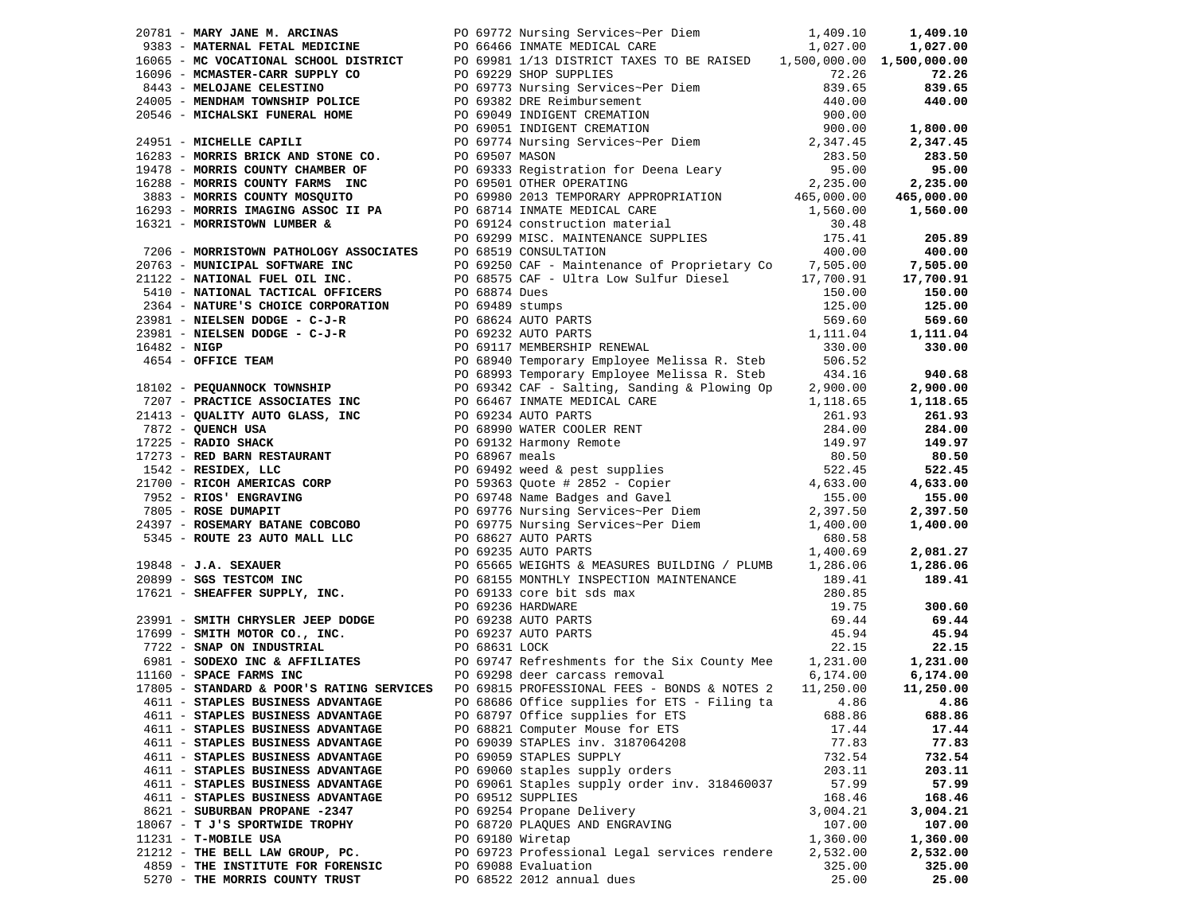| Vendor | PO / Description | Amount | Total |
|---|---|---|---|
| 20781 - **MARY JANE M. ARCINAS** | PO 69772 Nursing Services~Per Diem | 1,409.10 | **1,409.10** |
| 9383 - **MATERNAL FETAL MEDICINE** | PO 66466 INMATE MEDICAL CARE | 1,027.00 | **1,027.00** |
| 16065 - **MC VOCATIONAL SCHOOL DISTRICT** | PO 69981 1/13 DISTRICT TAXES TO BE RAISED | 1,500,000.00 | **1,500,000.00** |
| 16096 - **MCMASTER-CARR SUPPLY CO** | PO 69229 SHOP SUPPLIES | 72.26 | **72.26** |
| 8443 - **MELOJANE CELESTINO** | PO 69773 Nursing Services~Per Diem | 839.65 | **839.65** |
| 24005 - **MENDHAM TOWNSHIP POLICE** | PO 69382 DRE Reimbursement | 440.00 | **440.00** |
| 20546 - **MICHALSKI FUNERAL HOME** | PO 69049 INDIGENT CREMATION | 900.00 | |
| | PO 69051 INDIGENT CREMATION | 900.00 | **1,800.00** |
| 24951 - **MICHELLE CAPILI** | PO 69774 Nursing Services~Per Diem | 2,347.45 | **2,347.45** |
| 16283 - **MORRIS BRICK AND STONE CO.** | PO 69507 MASON | 283.50 | **283.50** |
| 19478 - **MORRIS COUNTY CHAMBER OF** | PO 69333 Registration for Deena Leary | 95.00 | **95.00** |
| 16288 - **MORRIS COUNTY FARMS INC** | PO 69501 OTHER OPERATING | 2,235.00 | **2,235.00** |
| 3883 - **MORRIS COUNTY MOSQUITO** | PO 69980 2013 TEMPORARY APPROPRIATION | 465,000.00 | **465,000.00** |
| 16293 - **MORRIS IMAGING ASSOC II PA** | PO 68714 INMATE MEDICAL CARE | 1,560.00 | **1,560.00** |
| 16321 - **MORRISTOWN LUMBER &** | PO 69124 construction material | 30.48 | |
| | PO 69299 MISC. MAINTENANCE SUPPLIES | 175.41 | **205.89** |
| 7206 - **MORRISTOWN PATHOLOGY ASSOCIATES** | PO 68519 CONSULTATION | 400.00 | **400.00** |
| 20763 - **MUNICIPAL SOFTWARE INC** | PO 69250 CAF - Maintenance of Proprietary Co | 7,505.00 | **7,505.00** |
| 21122 - **NATIONAL FUEL OIL INC.** | PO 68575 CAF - Ultra Low Sulfur Diesel | 17,700.91 | **17,700.91** |
| 5410 - **NATIONAL TACTICAL OFFICERS** | PO 68874 Dues | 150.00 | **150.00** |
| 2364 - **NATURE'S CHOICE CORPORATION** | PO 69489 stumps | 125.00 | **125.00** |
| 23981 - **NIELSEN DODGE - C-J-R** | PO 68624 AUTO PARTS | 569.60 | **569.60** |
| 23981 - **NIELSEN DODGE - C-J-R** | PO 69232 AUTO PARTS | 1,111.04 | **1,111.04** |
| 16482 - **NIGP** | PO 69117 MEMBERSHIP RENEWAL | 330.00 | **330.00** |
| 4654 - **OFFICE TEAM** | PO 68940 Temporary Employee Melissa R. Steb | 506.52 | |
| | PO 68993 Temporary Employee Melissa R. Steb | 434.16 | **940.68** |
| 18102 - **PEQUANNOCK TOWNSHIP** | PO 69342 CAF - Salting, Sanding & Plowing Op | 2,900.00 | **2,900.00** |
| 7207 - **PRACTICE ASSOCIATES INC** | PO 66467 INMATE MEDICAL CARE | 1,118.65 | **1,118.65** |
| 21413 - **QUALITY AUTO GLASS, INC** | PO 69234 AUTO PARTS | 261.93 | **261.93** |
| 7872 - **QUENCH USA** | PO 68990 WATER COOLER RENT | 284.00 | **284.00** |
| 17225 - **RADIO SHACK** | PO 69132 Harmony Remote | 149.97 | **149.97** |
| 17273 - **RED BARN RESTAURANT** | PO 68967 meals | 80.50 | **80.50** |
| 1542 - **RESIDEX, LLC** | PO 69492 weed & pest supplies | 522.45 | **522.45** |
| 21700 - **RICOH AMERICAS CORP** | PO 59363 Quote # 2852 - Copier | 4,633.00 | **4,633.00** |
| 7952 - **RIOS' ENGRAVING** | PO 69748 Name Badges and Gavel | 155.00 | **155.00** |
| 7805 - **ROSE DUMAPIT** | PO 69776 Nursing Services~Per Diem | 2,397.50 | **2,397.50** |
| 24397 - **ROSEMARY BATANE COBCOBO** | PO 69775 Nursing Services~Per Diem | 1,400.00 | **1,400.00** |
| 5345 - **ROUTE 23 AUTO MALL LLC** | PO 68627 AUTO PARTS | 680.58 | |
| | PO 69235 AUTO PARTS | 1,400.69 | **2,081.27** |
| 19848 - **J.A. SEXAUER** | PO 65665 WEIGHTS & MEASURES BUILDING / PLUMB | 1,286.06 | **1,286.06** |
| 20899 - **SGS TESTCOM INC** | PO 68155 MONTHLY INSPECTION MAINTENANCE | 189.41 | **189.41** |
| 17621 - **SHEAFFER SUPPLY, INC.** | PO 69133 core bit sds max | 280.85 | |
| | PO 69236 HARDWARE | 19.75 | **300.60** |
| 23991 - **SMITH CHRYSLER JEEP DODGE** | PO 69238 AUTO PARTS | 69.44 | **69.44** |
| 17699 - **SMITH MOTOR CO., INC.** | PO 69237 AUTO PARTS | 45.94 | **45.94** |
| 7722 - **SNAP ON INDUSTRIAL** | PO 68631 LOCK | 22.15 | **22.15** |
| 6981 - **SODEXO INC & AFFILIATES** | PO 69747 Refreshments for the Six County Mee | 1,231.00 | **1,231.00** |
| 11160 - **SPACE FARMS INC** | PO 69298 deer carcass removal | 6,174.00 | **6,174.00** |
| 17805 - **STANDARD & POOR'S RATING SERVICES** | PO 69815 PROFESSIONAL FEES - BONDS & NOTES 2 | 11,250.00 | **11,250.00** |
| 4611 - **STAPLES BUSINESS ADVANTAGE** | PO 68686 Office supplies for ETS - Filing ta | 4.86 | **4.86** |
| 4611 - **STAPLES BUSINESS ADVANTAGE** | PO 68797 Office supplies for ETS | 688.86 | **688.86** |
| 4611 - **STAPLES BUSINESS ADVANTAGE** | PO 68821 Computer Mouse for ETS | 17.44 | **17.44** |
| 4611 - **STAPLES BUSINESS ADVANTAGE** | PO 69039 STAPLES inv. 3187064208 | 77.83 | **77.83** |
| 4611 - **STAPLES BUSINESS ADVANTAGE** | PO 69059 STAPLES SUPPLY | 732.54 | **732.54** |
| 4611 - **STAPLES BUSINESS ADVANTAGE** | PO 69060 staples supply orders | 203.11 | **203.11** |
| 4611 - **STAPLES BUSINESS ADVANTAGE** | PO 69061 Staples supply order inv. 318460037 | 57.99 | **57.99** |
| 4611 - **STAPLES BUSINESS ADVANTAGE** | PO 69512 SUPPLIES | 168.46 | **168.46** |
| 8621 - **SUBURBAN PROPANE -2347** | PO 69254 Propane Delivery | 3,004.21 | **3,004.21** |
| 18067 - **T J'S SPORTWIDE TROPHY** | PO 68720 PLAQUES AND ENGRAVING | 107.00 | **107.00** |
| 11231 - **T-MOBILE USA** | PO 69180 Wiretap | 1,360.00 | **1,360.00** |
| 21212 - **THE BELL LAW GROUP, PC.** | PO 69723 Professional Legal services rendere | 2,532.00 | **2,532.00** |
| 4859 - **THE INSTITUTE FOR FORENSIC** | PO 69088 Evaluation | 325.00 | **325.00** |
| 5270 - **THE MORRIS COUNTY TRUST** | PO 68522 2012 annual dues | 25.00 | **25.00** |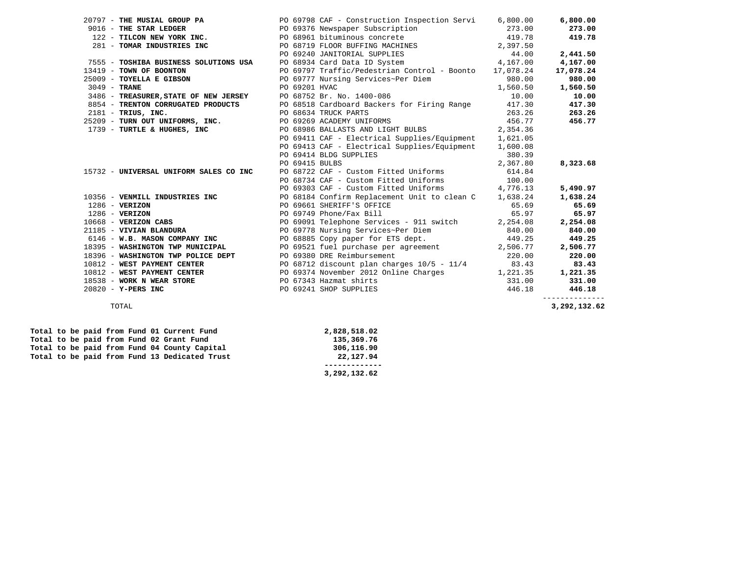| Vendor | PO / Description | Amount | Total |
|---|---|---|---|
| 20797 - **THE MUSIAL GROUP PA** | PO 69798 CAF - Construction Inspection Servi | 6,800.00 | **6,800.00** |
| 9016 - **THE STAR LEDGER** | PO 69376 Newspaper Subscription | 273.00 | **273.00** |
| 122 - **TILCON NEW YORK INC.** | PO 68961 bituminous concrete | 419.78 | **419.78** |
| 281 - **TOMAR INDUSTRIES INC** | PO 68719 FLOOR BUFFING MACHINES | 2,397.50 | |
| | PO 69240 JANITORIAL SUPPLIES | 44.00 | **2,441.50** |
| 7555 - **TOSHIBA BUSINESS SOLUTIONS USA** | PO 68934 Card Data ID System | 4,167.00 | **4,167.00** |
| 13419 - **TOWN OF BOONTON** | PO 69797 Traffic/Pedestrian Control - Boonto | 17,078.24 | **17,078.24** |
| 25009 - **TOYELLA E GIBSON** | PO 69777 Nursing Services~Per Diem | 980.00 | **980.00** |
| 3049 - **TRANE** | PO 69201 HVAC | 1,560.50 | **1,560.50** |
| 3486 - **TREASURER,STATE OF NEW JERSEY** | PO 68752 Br. No. 1400-086 | 10.00 | **10.00** |
| 8854 - **TRENTON CORRUGATED PRODUCTS** | PO 68518 Cardboard Backers for Firing Range | 417.30 | **417.30** |
| 2181 - **TRIUS, INC.** | PO 68634 TRUCK PARTS | 263.26 | **263.26** |
| 25209 - **TURN OUT UNIFORMS, INC.** | PO 69269 ACADEMY UNIFORMS | 456.77 | **456.77** |
| 1739 - **TURTLE & HUGHES, INC** | PO 68986 BALLASTS AND LIGHT BULBS | 2,354.36 | |
| | PO 69411 CAF - Electrical Supplies/Equipment | 1,621.05 | |
| | PO 69413 CAF - Electrical Supplies/Equipment | 1,600.08 | |
| | PO 69414 BLDG SUPPLIES | 380.39 | |
| | PO 69415 BULBS | 2,367.80 | **8,323.68** |
| 15732 - **UNIVERSAL UNIFORM SALES CO INC** | PO 68722 CAF - Custom Fitted Uniforms | 614.84 | |
| | PO 68734 CAF - Custom Fitted Uniforms | 100.00 | |
| | PO 69303 CAF - Custom Fitted Uniforms | 4,776.13 | **5,490.97** |
| 10356 - **VENMILL INDUSTRIES INC** | PO 68184 Confirm Replacement Unit to clean C | 1,638.24 | **1,638.24** |
| 1286 - **VERIZON** | PO 69661 SHERIFF'S OFFICE | 65.69 | **65.69** |
| 1286 - **VERIZON** | PO 69749 Phone/Fax Bill | 65.97 | **65.97** |
| 10668 - **VERIZON CABS** | PO 69091 Telephone Services - 911 switch | 2,254.08 | **2,254.08** |
| 21185 - **VIVIAN BLANDURA** | PO 69778 Nursing Services~Per Diem | 840.00 | **840.00** |
| 6146 - **W.B. MASON COMPANY INC** | PO 68885 Copy paper for ETS dept. | 449.25 | **449.25** |
| 18395 - **WASHINGTON TWP MUNICIPAL** | PO 69521 fuel purchase per agreement | 2,506.77 | **2,506.77** |
| 18396 - **WASHINGTON TWP POLICE DEPT** | PO 69380 DRE Reimbursement | 220.00 | **220.00** |
| 10812 - **WEST PAYMENT CENTER** | PO 68712 discount plan charges 10/5 - 11/4 | 83.43 | **83.43** |
| 10812 - **WEST PAYMENT CENTER** | PO 69374 November 2012 Online Charges | 1,221.35 | **1,221.35** |
| 18538 - **WORK N WEAR STORE** | PO 67343 Hazmat shirts | 331.00 | **331.00** |
| 20820 - **Y-PERS INC** | PO 69241 SHOP SUPPLIES | 446.18 | **446.18** |
| TOTAL | | | **3,292,132.62** |

| | |
|---|---|
| **Total to be paid from Fund 01 Current Fund** | **2,828,518.02** |
| **Total to be paid from Fund 02 Grant Fund** | **135,369.76** |
| **Total to be paid from Fund 04 County Capital** | **306,116.90** |
| **Total to be paid from Fund 13 Dedicated Trust** | **22,127.94** |
| | **3,292,132.62** |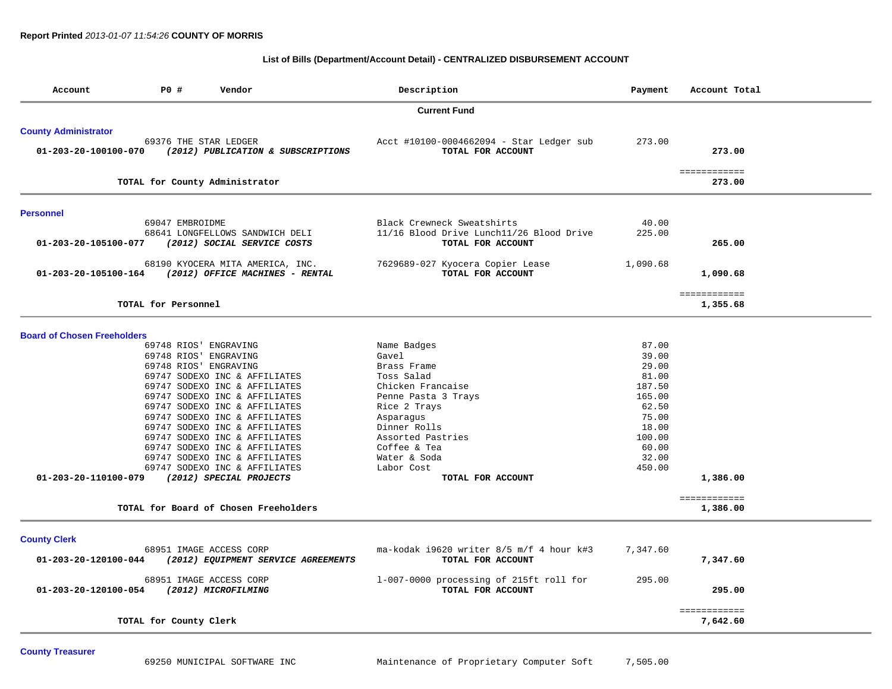**Report Printed** *2013-01-07 11:54:26* **COUNTY OF MORRIS**

**List of Bills (Department/Account Detail) - CENTRALIZED DISBURSEMENT ACCOUNT**

| Account | PO # | Vendor | Description | Payment | Account Total |
|---|---|---|---|---|---|
| | | **Current Fund** | | | |
| **County Administrator** | | | | | |
| | 69376 | THE STAR LEDGER | Acct #10100-0004662094 - Star Ledger sub | 273.00 | |
| **01-203-20-100100-070** | | ***(2012) PUBLICATION & SUBSCRIPTIONS*** | **TOTAL FOR ACCOUNT** | | **273.00** |
| | | | | | ============ |
| | | **TOTAL for County Administrator** | | | **273.00** |
| **Personnel** | | | | | |
| | 69047 | EMBROIDME | Black Crewneck Sweatshirts | 40.00 | |
| | 68641 | LONGFELLOWS SANDWICH DELI | 11/16 Blood Drive Lunch11/26 Blood Drive | 225.00 | |
| **01-203-20-105100-077** | | ***(2012) SOCIAL SERVICE COSTS*** | **TOTAL FOR ACCOUNT** | | **265.00** |
| | 68190 | KYOCERA MITA AMERICA, INC. | 7629689-027 Kyocera Copier Lease | 1,090.68 | |
| **01-203-20-105100-164** | | ***(2012) OFFICE MACHINES - RENTAL*** | **TOTAL FOR ACCOUNT** | | **1,090.68** |
| | | | | | ============ |
| | | **TOTAL for Personnel** | | | **1,355.68** |
| **Board of Chosen Freeholders** | | | | | |
| | 69748 | RIOS' ENGRAVING | Name Badges | 87.00 | |
| | 69748 | RIOS' ENGRAVING | Gavel | 39.00 | |
| | 69748 | RIOS' ENGRAVING | Brass Frame | 29.00 | |
| | 69747 | SODEXO INC & AFFILIATES | Toss Salad | 81.00 | |
| | 69747 | SODEXO INC & AFFILIATES | Chicken Francaise | 187.50 | |
| | 69747 | SODEXO INC & AFFILIATES | Penne Pasta 3 Trays | 165.00 | |
| | 69747 | SODEXO INC & AFFILIATES | Rice 2 Trays | 62.50 | |
| | 69747 | SODEXO INC & AFFILIATES | Asparagus | 75.00 | |
| | 69747 | SODEXO INC & AFFILIATES | Dinner Rolls | 18.00 | |
| | 69747 | SODEXO INC & AFFILIATES | Assorted Pastries | 100.00 | |
| | 69747 | SODEXO INC & AFFILIATES | Coffee & Tea | 60.00 | |
| | 69747 | SODEXO INC & AFFILIATES | Water & Soda | 32.00 | |
| | 69747 | SODEXO INC & AFFILIATES | Labor Cost | 450.00 | |
| **01-203-20-110100-079** | | ***(2012) SPECIAL PROJECTS*** | **TOTAL FOR ACCOUNT** | | **1,386.00** |
| | | | | | ============ |
| | | **TOTAL for Board of Chosen Freeholders** | | | **1,386.00** |
| **County Clerk** | | | | | |
| | 68951 | IMAGE ACCESS CORP | ma-kodak i9620 writer 8/5 m/f 4 hour k#3 | 7,347.60 | |
| **01-203-20-120100-044** | | ***(2012) EQUIPMENT SERVICE AGREEMENTS*** | **TOTAL FOR ACCOUNT** | | **7,347.60** |
| | 68951 | IMAGE ACCESS CORP | 1-007-0000 processing of 215ft roll for | 295.00 | |
| **01-203-20-120100-054** | | ***(2012) MICROFILMING*** | **TOTAL FOR ACCOUNT** | | **295.00** |
| | | | | | ============ |
| | | **TOTAL for County Clerk** | | | **7,642.60** |
| **County Treasurer** | | | | | |
| | 69250 | MUNICIPAL SOFTWARE INC | Maintenance of Proprietary Computer Soft | 7,505.00 | |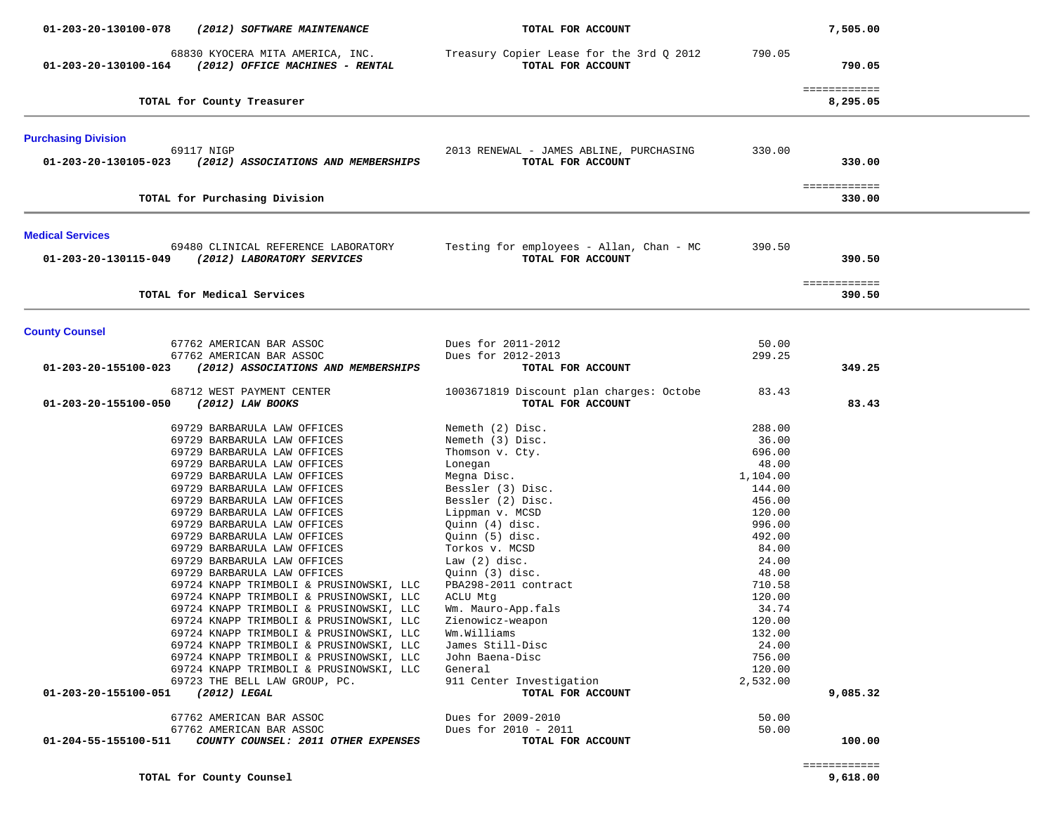| Account | Vendor / Description | Details | Amount | Total |
|---|---|---|---|---|
| 01-203-20-130100-078 | *(2012) SOFTWARE MAINTENANCE* | **TOTAL FOR ACCOUNT** | | **7,505.00** |
| | 68830 KYOCERA MITA AMERICA, INC. | Treasury Copier Lease for the 3rd Q 2012 | 790.05 | |
| 01-203-20-130100-164 | *(2012) OFFICE MACHINES - RENTAL* | **TOTAL FOR ACCOUNT** | | **790.05** |
| | **TOTAL for County Treasurer** | | | ============ **8,295.05** |

## Purchasing Division

| Account | Vendor / Description | Details | Amount | Total |
|---|---|---|---|---|
| | 69117 NIGP | 2013 RENEWAL - JAMES ABLINE, PURCHASING | 330.00 | |
| 01-203-20-130105-023 | *(2012) ASSOCIATIONS AND MEMBERSHIPS* | **TOTAL FOR ACCOUNT** | | **330.00** |
| | **TOTAL for Purchasing Division** | | | ============ **330.00** |

## Medical Services

| Account | Vendor / Description | Details | Amount | Total |
|---|---|---|---|---|
| | 69480 CLINICAL REFERENCE LABORATORY | Testing for employees - Allan, Chan - MC | 390.50 | |
| 01-203-20-130115-049 | *(2012) LABORATORY SERVICES* | **TOTAL FOR ACCOUNT** | | **390.50** |
| | **TOTAL for Medical Services** | | | ============ **390.50** |

## County Counsel

| Account | Vendor / Description | Details | Amount | Total |
|---|---|---|---|---|
| | 67762 AMERICAN BAR ASSOC | Dues for 2011-2012 | 50.00 | |
| | 67762 AMERICAN BAR ASSOC | Dues for 2012-2013 | 299.25 | |
| 01-203-20-155100-023 | *(2012) ASSOCIATIONS AND MEMBERSHIPS* | **TOTAL FOR ACCOUNT** | | **349.25** |
| | 68712 WEST PAYMENT CENTER | 1003671819 Discount plan charges: Octobe | 83.43 | |
| 01-203-20-155100-050 | *(2012) LAW BOOKS* | **TOTAL FOR ACCOUNT** | | **83.43** |
| | 69729 BARBARULA LAW OFFICES | Nemeth (2) Disc. | 288.00 | |
| | 69729 BARBARULA LAW OFFICES | Nemeth (3) Disc. | 36.00 | |
| | 69729 BARBARULA LAW OFFICES | Thomson v. Cty. | 696.00 | |
| | 69729 BARBARULA LAW OFFICES | Lonegan | 48.00 | |
| | 69729 BARBARULA LAW OFFICES | Megna Disc. | 1,104.00 | |
| | 69729 BARBARULA LAW OFFICES | Bessler (3) Disc. | 144.00 | |
| | 69729 BARBARULA LAW OFFICES | Bessler (2) Disc. | 456.00 | |
| | 69729 BARBARULA LAW OFFICES | Lippman v. MCSD | 120.00 | |
| | 69729 BARBARULA LAW OFFICES | Quinn (4) disc. | 996.00 | |
| | 69729 BARBARULA LAW OFFICES | Quinn (5) disc. | 492.00 | |
| | 69729 BARBARULA LAW OFFICES | Torkos v. MCSD | 84.00 | |
| | 69729 BARBARULA LAW OFFICES | Law (2) disc. | 24.00 | |
| | 69729 BARBARULA LAW OFFICES | Quinn (3) disc. | 48.00 | |
| | 69724 KNAPP TRIMBOLI & PRUSINOWSKI, LLC | PBA298-2011 contract | 710.58 | |
| | 69724 KNAPP TRIMBOLI & PRUSINOWSKI, LLC | ACLU Mtg | 120.00 | |
| | 69724 KNAPP TRIMBOLI & PRUSINOWSKI, LLC | Wm. Mauro-App.fals | 34.74 | |
| | 69724 KNAPP TRIMBOLI & PRUSINOWSKI, LLC | Zienowicz-weapon | 120.00 | |
| | 69724 KNAPP TRIMBOLI & PRUSINOWSKI, LLC | Wm.Williams | 132.00 | |
| | 69724 KNAPP TRIMBOLI & PRUSINOWSKI, LLC | James Still-Disc | 24.00 | |
| | 69724 KNAPP TRIMBOLI & PRUSINOWSKI, LLC | John Baena-Disc | 756.00 | |
| | 69724 KNAPP TRIMBOLI & PRUSINOWSKI, LLC | General | 120.00 | |
| | 69723 THE BELL LAW GROUP, PC. | 911 Center Investigation | 2,532.00 | |
| 01-203-20-155100-051 | *(2012) LEGAL* | **TOTAL FOR ACCOUNT** | | **9,085.32** |
| | 67762 AMERICAN BAR ASSOC | Dues for 2009-2010 | 50.00 | |
| | 67762 AMERICAN BAR ASSOC | Dues for 2010 - 2011 | 50.00 | |
| 01-204-55-155100-511 | *COUNTY COUNSEL: 2011 OTHER EXPENSES* | **TOTAL FOR ACCOUNT** | | **100.00** |
| | **TOTAL for County Counsel** | | | ============ **9,618.00** |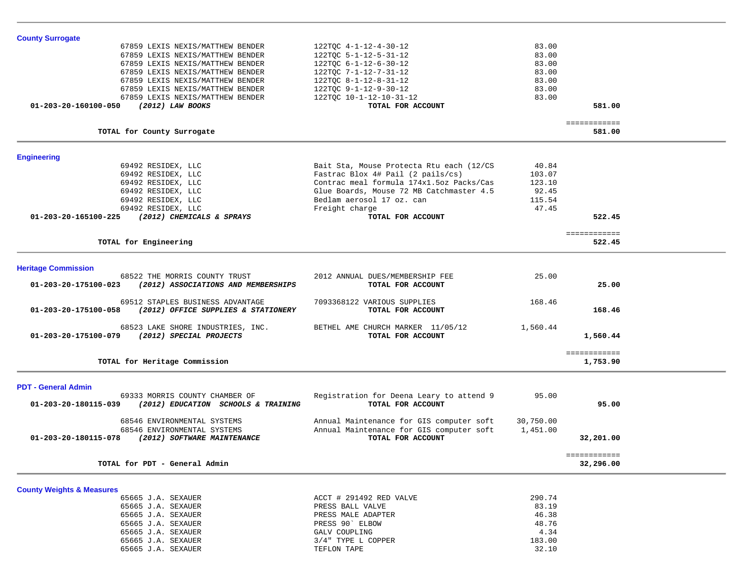### County Surrogate

| Account | Vendor | Description | Amount | Total |
|---|---|---|---|---|
| | 67859 LEXIS NEXIS/MATTHEW BENDER | 122TQC 4-1-12-4-30-12 | 83.00 | |
| | 67859 LEXIS NEXIS/MATTHEW BENDER | 122TQC 5-1-12-5-31-12 | 83.00 | |
| | 67859 LEXIS NEXIS/MATTHEW BENDER | 122TQC 6-1-12-6-30-12 | 83.00 | |
| | 67859 LEXIS NEXIS/MATTHEW BENDER | 122TQC 7-1-12-7-31-12 | 83.00 | |
| | 67859 LEXIS NEXIS/MATTHEW BENDER | 122TQC 8-1-12-8-31-12 | 83.00 | |
| | 67859 LEXIS NEXIS/MATTHEW BENDER | 122TQC 9-1-12-9-30-12 | 83.00 | |
| | 67859 LEXIS NEXIS/MATTHEW BENDER | 122TQC 10-1-12-10-31-12 | 83.00 | |
| **01-203-20-160100-050** | ***(2012) LAW BOOKS*** | **TOTAL FOR ACCOUNT** | | **581.00** |
| | | | | ============ |
| | **TOTAL for County Surrogate** | | | **581.00** |

### Engineering

| Account | Vendor | Description | Amount | Total |
|---|---|---|---|---|
| | 69492 RESIDEX, LLC | Bait Sta, Mouse Protecta Rtu each (12/CS | 40.84 | |
| | 69492 RESIDEX, LLC | Fastrac Blox 4# Pail (2 pails/cs) | 103.07 | |
| | 69492 RESIDEX, LLC | Contrac meal formula 174x1.5oz Packs/Cas | 123.10 | |
| | 69492 RESIDEX, LLC | Glue Boards, Mouse 72 MB Catchmaster 4.5 | 92.45 | |
| | 69492 RESIDEX, LLC | Bedlam aerosol 17 oz. can | 115.54 | |
| | 69492 RESIDEX, LLC | Freight charge | 47.45 | |
| **01-203-20-165100-225** | ***(2012) CHEMICALS & SPRAYS*** | **TOTAL FOR ACCOUNT** | | **522.45** |
| | | | | ============ |
| | **TOTAL for Engineering** | | | **522.45** |

### Heritage Commission

| Account | Vendor | Description | Amount | Total |
|---|---|---|---|---|
| | 68522 THE MORRIS COUNTY TRUST | 2012 ANNUAL DUES/MEMBERSHIP FEE | 25.00 | |
| **01-203-20-175100-023** | ***(2012) ASSOCIATIONS AND MEMBERSHIPS*** | **TOTAL FOR ACCOUNT** | | **25.00** |
| | 69512 STAPLES BUSINESS ADVANTAGE | 7093368122 VARIOUS SUPPLIES | 168.46 | |
| **01-203-20-175100-058** | ***(2012) OFFICE SUPPLIES & STATIONERY*** | **TOTAL FOR ACCOUNT** | | **168.46** |
| | 68523 LAKE SHORE INDUSTRIES, INC. | BETHEL AME CHURCH MARKER 11/05/12 | 1,560.44 | |
| **01-203-20-175100-079** | ***(2012) SPECIAL PROJECTS*** | **TOTAL FOR ACCOUNT** | | **1,560.44** |
| | | | | ============ |
| | **TOTAL for Heritage Commission** | | | **1,753.90** |

### PDT - General Admin

| Account | Vendor | Description | Amount | Total |
|---|---|---|---|---|
| | 69333 MORRIS COUNTY CHAMBER OF | Registration for Deena Leary to attend 9 | 95.00 | |
| **01-203-20-180115-039** | ***(2012) EDUCATION SCHOOLS & TRAINING*** | **TOTAL FOR ACCOUNT** | | **95.00** |
| | 68546 ENVIRONMENTAL SYSTEMS | Annual Maintenance for GIS computer soft | 30,750.00 | |
| | 68546 ENVIRONMENTAL SYSTEMS | Annual Maintenance for GIS computer soft | 1,451.00 | |
| **01-203-20-180115-078** | ***(2012) SOFTWARE MAINTENANCE*** | **TOTAL FOR ACCOUNT** | | **32,201.00** |
| | | | | ============ |
| | **TOTAL for PDT - General Admin** | | | **32,296.00** |

### County Weights & Measures

| Account | Vendor | Description | Amount | Total |
|---|---|---|---|---|
| | 65665 J.A. SEXAUER | ACCT # 291492 RED VALVE | 290.74 | |
| | 65665 J.A. SEXAUER | PRESS BALL VALVE | 83.19 | |
| | 65665 J.A. SEXAUER | PRESS MALE ADAPTER | 46.38 | |
| | 65665 J.A. SEXAUER | PRESS 90` ELBOW | 48.76 | |
| | 65665 J.A. SEXAUER | GALV COUPLING | 4.34 | |
| | 65665 J.A. SEXAUER | 3/4" TYPE L COPPER | 183.00 | |
| | 65665 J.A. SEXAUER | TEFLON TAPE | 32.10 | |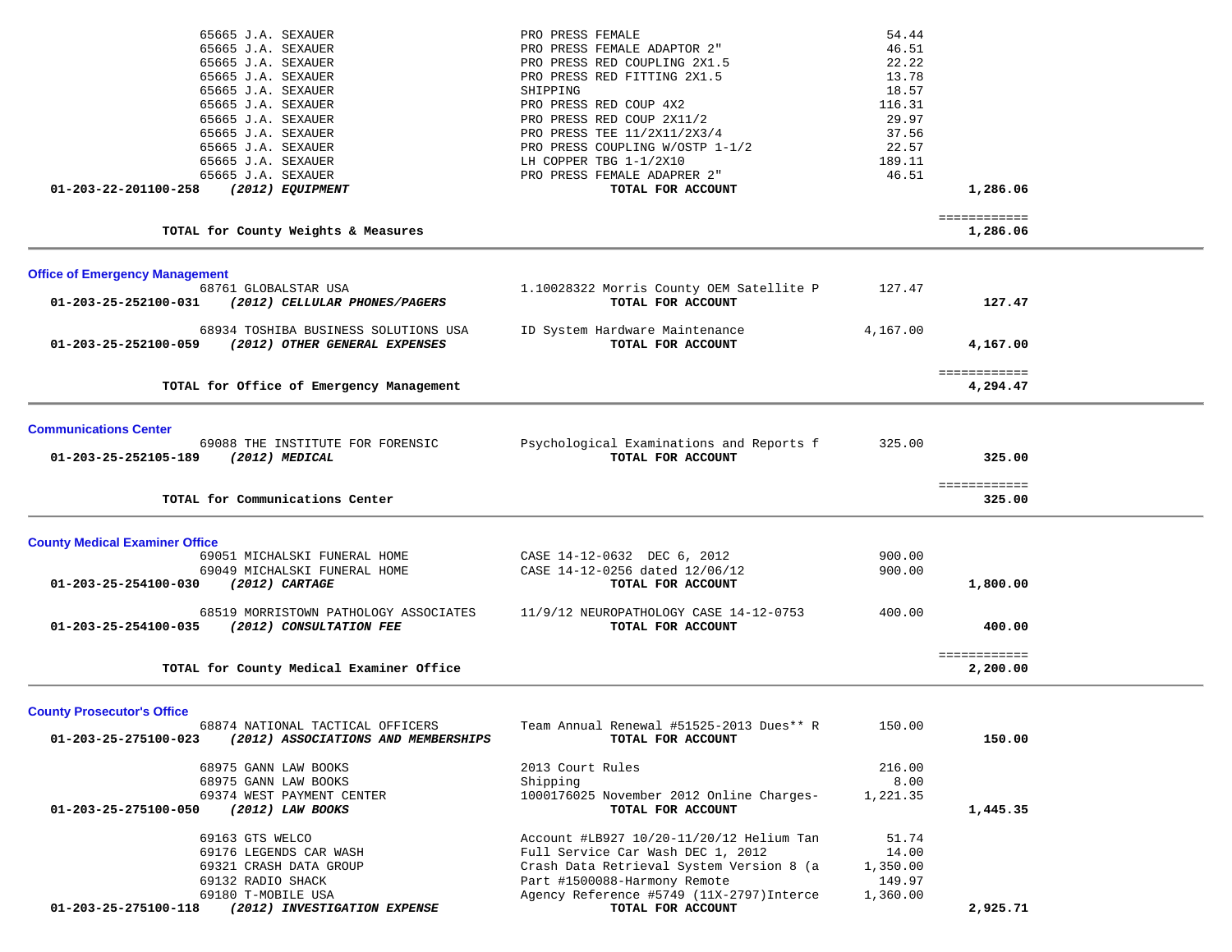| Account | Vendor | Description | Amount | Total |
|---|---|---|---|---|
| | 65665 J.A. SEXAUER | PRO PRESS FEMALE | 54.44 | |
| | 65665 J.A. SEXAUER | PRO PRESS FEMALE ADAPTOR 2" | 46.51 | |
| | 65665 J.A. SEXAUER | PRO PRESS RED COUPLING 2X1.5 | 22.22 | |
| | 65665 J.A. SEXAUER | PRO PRESS RED FITTING 2X1.5 | 13.78 | |
| | 65665 J.A. SEXAUER | SHIPPING | 18.57 | |
| | 65665 J.A. SEXAUER | PRO PRESS RED COUP 4X2 | 116.31 | |
| | 65665 J.A. SEXAUER | PRO PRESS RED COUP 2X11/2 | 29.97 | |
| | 65665 J.A. SEXAUER | PRO PRESS TEE 11/2X11/2X3/4 | 37.56 | |
| | 65665 J.A. SEXAUER | PRO PRESS COUPLING W/OSTP 1-1/2 | 22.57 | |
| | 65665 J.A. SEXAUER | LH COPPER TBG 1-1/2X10 | 189.11 | |
| | 65665 J.A. SEXAUER | PRO PRESS FEMALE ADAPRER 2" | 46.51 | |
| **01-203-22-201100-258** | ***(2012) EQUIPMENT*** | **TOTAL FOR ACCOUNT** | | **1,286.06** |

**TOTAL for County Weights & Measures** ============ **1,286.06**

---

## Office of Emergency Management

| Account | Vendor | Description | Amount | Total |
|---|---|---|---|---|
| | 68761 GLOBALSTAR USA | 1.10028322 Morris County OEM Satellite P | 127.47 | |
| **01-203-25-252100-031** | ***(2012) CELLULAR PHONES/PAGERS*** | **TOTAL FOR ACCOUNT** | | **127.47** |
| | 68934 TOSHIBA BUSINESS SOLUTIONS USA | ID System Hardware Maintenance | 4,167.00 | |
| **01-203-25-252100-059** | ***(2012) OTHER GENERAL EXPENSES*** | **TOTAL FOR ACCOUNT** | | **4,167.00** |

**TOTAL for Office of Emergency Management** ============ **4,294.47**

---

## Communications Center

| Account | Vendor | Description | Amount | Total |
|---|---|---|---|---|
| | 69088 THE INSTITUTE FOR FORENSIC | Psychological Examinations and Reports f | 325.00 | |
| **01-203-25-252105-189** | ***(2012) MEDICAL*** | **TOTAL FOR ACCOUNT** | | **325.00** |

**TOTAL for Communications Center** ============ **325.00**

---

## County Medical Examiner Office

| Account | Vendor | Description | Amount | Total |
|---|---|---|---|---|
| | 69051 MICHALSKI FUNERAL HOME | CASE 14-12-0632 DEC 6, 2012 | 900.00 | |
| | 69049 MICHALSKI FUNERAL HOME | CASE 14-12-0256 dated 12/06/12 | 900.00 | |
| **01-203-25-254100-030** | ***(2012) CARTAGE*** | **TOTAL FOR ACCOUNT** | | **1,800.00** |
| | 68519 MORRISTOWN PATHOLOGY ASSOCIATES | 11/9/12 NEUROPATHOLOGY CASE 14-12-0753 | 400.00 | |
| **01-203-25-254100-035** | ***(2012) CONSULTATION FEE*** | **TOTAL FOR ACCOUNT** | | **400.00** |

**TOTAL for County Medical Examiner Office** ============ **2,200.00**

---

## County Prosecutor's Office

| Account | Vendor | Description | Amount | Total |
|---|---|---|---|---|
| | 68874 NATIONAL TACTICAL OFFICERS | Team Annual Renewal #51525-2013 Dues** R | 150.00 | |
| **01-203-25-275100-023** | ***(2012) ASSOCIATIONS AND MEMBERSHIPS*** | **TOTAL FOR ACCOUNT** | | **150.00** |
| | 68975 GANN LAW BOOKS | 2013 Court Rules | 216.00 | |
| | 68975 GANN LAW BOOKS | Shipping | 8.00 | |
| | 69374 WEST PAYMENT CENTER | 1000176025 November 2012 Online Charges- | 1,221.35 | |
| **01-203-25-275100-050** | ***(2012) LAW BOOKS*** | **TOTAL FOR ACCOUNT** | | **1,445.35** |
| | 69163 GTS WELCO | Account #LB927 10/20-11/20/12 Helium Tan | 51.74 | |
| | 69176 LEGENDS CAR WASH | Full Service Car Wash DEC 1, 2012 | 14.00 | |
| | 69321 CRASH DATA GROUP | Crash Data Retrieval System Version 8 (a | 1,350.00 | |
| | 69132 RADIO SHACK | Part #1500088-Harmony Remote | 149.97 | |
| | 69180 T-MOBILE USA | Agency Reference #5749 (11X-2797)Interce | 1,360.00 | |
| **01-203-25-275100-118** | ***(2012) INVESTIGATION EXPENSE*** | **TOTAL FOR ACCOUNT** | | **2,925.71** |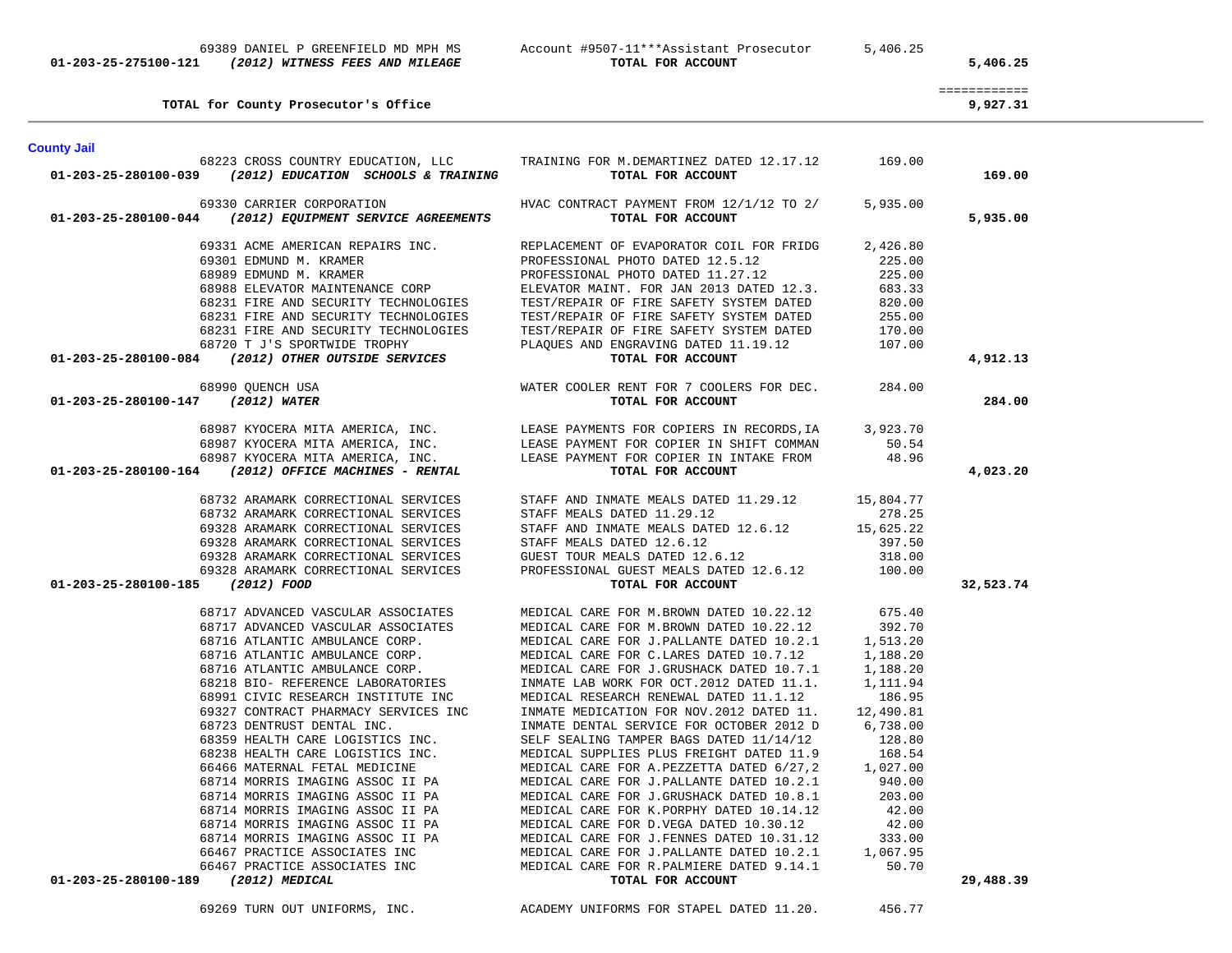| Account | Vendor | Description | Amount | Total |
|---|---|---|---|---|
| | 69389 DANIEL P GREENFIELD MD MPH MS | Account #9507-11***Assistant Prosecutor | 5,406.25 | |
| **01-203-25-275100-121** | ***(2012) WITNESS FEES AND MILEAGE*** | **TOTAL FOR ACCOUNT** | | **5,406.25** |
| | | | | ============ |
| | **TOTAL for County Prosecutor's Office** | | | **9,927.31** |

**County Jail**

| Account | Vendor | Description | Amount | Total |
|---|---|---|---|---|
| | 68223 CROSS COUNTRY EDUCATION, LLC | TRAINING FOR M.DEMARTINEZ DATED 12.17.12 | 169.00 | |
| **01-203-25-280100-039** | ***(2012) EDUCATION SCHOOLS & TRAINING*** | **TOTAL FOR ACCOUNT** | | **169.00** |
| | 69330 CARRIER CORPORATION | HVAC CONTRACT PAYMENT FROM 12/1/12 TO 2/ | 5,935.00 | |
| **01-203-25-280100-044** | ***(2012) EQUIPMENT SERVICE AGREEMENTS*** | **TOTAL FOR ACCOUNT** | | **5,935.00** |
| | 69331 ACME AMERICAN REPAIRS INC. | REPLACEMENT OF EVAPORATOR COIL FOR FRIDG | 2,426.80 | |
| | 69301 EDMUND M. KRAMER | PROFESSIONAL PHOTO DATED 12.5.12 | 225.00 | |
| | 68989 EDMUND M. KRAMER | PROFESSIONAL PHOTO DATED 11.27.12 | 225.00 | |
| | 68988 ELEVATOR MAINTENANCE CORP | ELEVATOR MAINT. FOR JAN 2013 DATED 12.3. | 683.33 | |
| | 68231 FIRE AND SECURITY TECHNOLOGIES | TEST/REPAIR OF FIRE SAFETY SYSTEM DATED | 820.00 | |
| | 68231 FIRE AND SECURITY TECHNOLOGIES | TEST/REPAIR OF FIRE SAFETY SYSTEM DATED | 255.00 | |
| | 68231 FIRE AND SECURITY TECHNOLOGIES | TEST/REPAIR OF FIRE SAFETY SYSTEM DATED | 170.00 | |
| | 68720 T J'S SPORTWIDE TROPHY | PLAQUES AND ENGRAVING DATED 11.19.12 | 107.00 | |
| **01-203-25-280100-084** | ***(2012) OTHER OUTSIDE SERVICES*** | **TOTAL FOR ACCOUNT** | | **4,912.13** |
| | 68990 QUENCH USA | WATER COOLER RENT FOR 7 COOLERS FOR DEC. | 284.00 | |
| **01-203-25-280100-147** | ***(2012) WATER*** | **TOTAL FOR ACCOUNT** | | **284.00** |
| | 68987 KYOCERA MITA AMERICA, INC. | LEASE PAYMENTS FOR COPIERS IN RECORDS,IA | 3,923.70 | |
| | 68987 KYOCERA MITA AMERICA, INC. | LEASE PAYMENT FOR COPIER IN SHIFT COMMAN | 50.54 | |
| | 68987 KYOCERA MITA AMERICA, INC. | LEASE PAYMENT FOR COPIER IN INTAKE FROM | 48.96 | |
| **01-203-25-280100-164** | ***(2012) OFFICE MACHINES - RENTAL*** | **TOTAL FOR ACCOUNT** | | **4,023.20** |
| | 68732 ARAMARK CORRECTIONAL SERVICES | STAFF AND INMATE MEALS DATED 11.29.12 | 15,804.77 | |
| | 68732 ARAMARK CORRECTIONAL SERVICES | STAFF MEALS DATED 11.29.12 | 278.25 | |
| | 69328 ARAMARK CORRECTIONAL SERVICES | STAFF AND INMATE MEALS DATED 12.6.12 | 15,625.22 | |
| | 69328 ARAMARK CORRECTIONAL SERVICES | STAFF MEALS DATED 12.6.12 | 397.50 | |
| | 69328 ARAMARK CORRECTIONAL SERVICES | GUEST TOUR MEALS DATED 12.6.12 | 318.00 | |
| | 69328 ARAMARK CORRECTIONAL SERVICES | PROFESSIONAL GUEST MEALS DATED 12.6.12 | 100.00 | |
| **01-203-25-280100-185** | ***(2012) FOOD*** | **TOTAL FOR ACCOUNT** | | **32,523.74** |
| | 68717 ADVANCED VASCULAR ASSOCIATES | MEDICAL CARE FOR M.BROWN DATED 10.22.12 | 675.40 | |
| | 68717 ADVANCED VASCULAR ASSOCIATES | MEDICAL CARE FOR M.BROWN DATED 10.22.12 | 392.70 | |
| | 68716 ATLANTIC AMBULANCE CORP. | MEDICAL CARE FOR J.PALLANTE DATED 10.2.1 | 1,513.20 | |
| | 68716 ATLANTIC AMBULANCE CORP. | MEDICAL CARE FOR C.LARES DATED 10.7.12 | 1,188.20 | |
| | 68716 ATLANTIC AMBULANCE CORP. | MEDICAL CARE FOR J.GRUSHACK DATED 10.7.1 | 1,188.20 | |
| | 68218 BIO- REFERENCE LABORATORIES | INMATE LAB WORK FOR OCT.2012 DATED 11.1. | 1,111.94 | |
| | 68991 CIVIC RESEARCH INSTITUTE INC | MEDICAL RESEARCH RENEWAL DATED 11.1.12 | 186.95 | |
| | 69327 CONTRACT PHARMACY SERVICES INC | INMATE MEDICATION FOR NOV.2012 DATED 11. | 12,490.81 | |
| | 68723 DENTRUST DENTAL INC. | INMATE DENTAL SERVICE FOR OCTOBER 2012 D | 6,738.00 | |
| | 68359 HEALTH CARE LOGISTICS INC. | SELF SEALING TAMPER BAGS DATED 11/14/12 | 128.80 | |
| | 68238 HEALTH CARE LOGISTICS INC. | MEDICAL SUPPLIES PLUS FREIGHT DATED 11.9 | 168.54 | |
| | 66466 MATERNAL FETAL MEDICINE | MEDICAL CARE FOR A.PEZZETTA DATED 6/27,2 | 1,027.00 | |
| | 68714 MORRIS IMAGING ASSOC II PA | MEDICAL CARE FOR J.PALLANTE DATED 10.2.1 | 940.00 | |
| | 68714 MORRIS IMAGING ASSOC II PA | MEDICAL CARE FOR J.GRUSHACK DATED 10.8.1 | 203.00 | |
| | 68714 MORRIS IMAGING ASSOC II PA | MEDICAL CARE FOR K.PORPHY DATED 10.14.12 | 42.00 | |
| | 68714 MORRIS IMAGING ASSOC II PA | MEDICAL CARE FOR D.VEGA DATED 10.30.12 | 42.00 | |
| | 68714 MORRIS IMAGING ASSOC II PA | MEDICAL CARE FOR J.FENNES DATED 10.31.12 | 333.00 | |
| | 66467 PRACTICE ASSOCIATES INC | MEDICAL CARE FOR J.PALLANTE DATED 10.2.1 | 1,067.95 | |
| | 66467 PRACTICE ASSOCIATES INC | MEDICAL CARE FOR R.PALMIERE DATED 9.14.1 | 50.70 | |
| **01-203-25-280100-189** | ***(2012) MEDICAL*** | **TOTAL FOR ACCOUNT** | | **29,488.39** |
| | 69269 TURN OUT UNIFORMS, INC. | ACADEMY UNIFORMS FOR STAPEL DATED 11.20. | 456.77 | |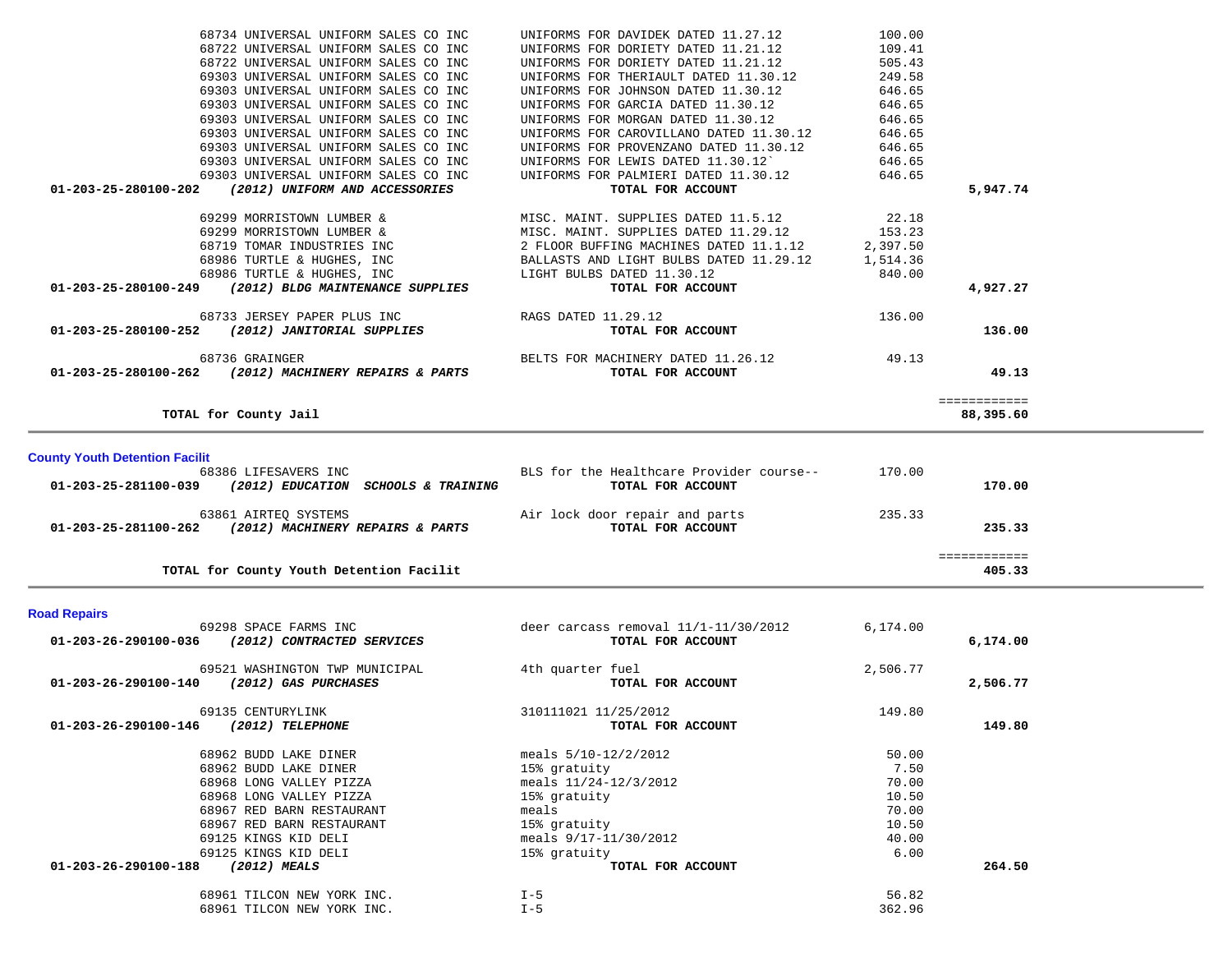| Account | Vendor / Description | Item Description | Amount | Total |
|---|---|---|---|---|
| | 68734 UNIVERSAL UNIFORM SALES CO INC | UNIFORMS FOR DAVIDEK DATED 11.27.12 | 100.00 | |
| | 68722 UNIVERSAL UNIFORM SALES CO INC | UNIFORMS FOR DORIETY DATED 11.21.12 | 109.41 | |
| | 68722 UNIVERSAL UNIFORM SALES CO INC | UNIFORMS FOR DORIETY DATED 11.21.12 | 505.43 | |
| | 69303 UNIVERSAL UNIFORM SALES CO INC | UNIFORMS FOR THERIAULT DATED 11.30.12 | 249.58 | |
| | 69303 UNIVERSAL UNIFORM SALES CO INC | UNIFORMS FOR JOHNSON DATED 11.30.12 | 646.65 | |
| | 69303 UNIVERSAL UNIFORM SALES CO INC | UNIFORMS FOR GARCIA DATED 11.30.12 | 646.65 | |
| | 69303 UNIVERSAL UNIFORM SALES CO INC | UNIFORMS FOR MORGAN DATED 11.30.12 | 646.65 | |
| | 69303 UNIVERSAL UNIFORM SALES CO INC | UNIFORMS FOR CAROVILLANO DATED 11.30.12 | 646.65 | |
| | 69303 UNIVERSAL UNIFORM SALES CO INC | UNIFORMS FOR PROVENZANO DATED 11.30.12 | 646.65 | |
| | 69303 UNIVERSAL UNIFORM SALES CO INC | UNIFORMS FOR LEWIS DATED 11.30.12` | 646.65 | |
| | 69303 UNIVERSAL UNIFORM SALES CO INC | UNIFORMS FOR PALMIERI DATED 11.30.12 | 646.65 | |
| **01-203-25-280100-202** | ***(2012) UNIFORM AND ACCESSORIES*** | **TOTAL FOR ACCOUNT** | | **5,947.74** |
| | 69299 MORRISTOWN LUMBER & | MISC. MAINT. SUPPLIES DATED 11.5.12 | 22.18 | |
| | 69299 MORRISTOWN LUMBER & | MISC. MAINT. SUPPLIES DATED 11.29.12 | 153.23 | |
| | 68719 TOMAR INDUSTRIES INC | 2 FLOOR BUFFING MACHINES DATED 11.1.12 | 2,397.50 | |
| | 68986 TURTLE & HUGHES, INC | BALLASTS AND LIGHT BULBS DATED 11.29.12 | 1,514.36 | |
| | 68986 TURTLE & HUGHES, INC | LIGHT BULBS DATED 11.30.12 | 840.00 | |
| **01-203-25-280100-249** | ***(2012) BLDG MAINTENANCE SUPPLIES*** | **TOTAL FOR ACCOUNT** | | **4,927.27** |
| | 68733 JERSEY PAPER PLUS INC | RAGS DATED 11.29.12 | 136.00 | |
| **01-203-25-280100-252** | ***(2012) JANITORIAL SUPPLIES*** | **TOTAL FOR ACCOUNT** | | **136.00** |
| | 68736 GRAINGER | BELTS FOR MACHINERY DATED 11.26.12 | 49.13 | |
| **01-203-25-280100-262** | ***(2012) MACHINERY REPAIRS & PARTS*** | **TOTAL FOR ACCOUNT** | | **49.13** |
| | | | | ============ |
| | **TOTAL for County Jail** | | | **88,395.60** |

## County Youth Detention Facilit

| Account | Vendor / Description | Item Description | Amount | Total |
|---|---|---|---|---|
| | 68386 LIFESAVERS INC | BLS for the Healthcare Provider course-- | 170.00 | |
| **01-203-25-281100-039** | ***(2012) EDUCATION SCHOOLS & TRAINING*** | **TOTAL FOR ACCOUNT** | | **170.00** |
| | 63861 AIRTEQ SYSTEMS | Air lock door repair and parts | 235.33 | |
| **01-203-25-281100-262** | ***(2012) MACHINERY REPAIRS & PARTS*** | **TOTAL FOR ACCOUNT** | | **235.33** |
| | | | | ============ |
| | **TOTAL for County Youth Detention Facilit** | | | **405.33** |

## Road Repairs

| Account | Vendor / Description | Item Description | Amount | Total |
|---|---|---|---|---|
| | 69298 SPACE FARMS INC | deer carcass removal 11/1-11/30/2012 | 6,174.00 | |
| **01-203-26-290100-036** | ***(2012) CONTRACTED SERVICES*** | **TOTAL FOR ACCOUNT** | | **6,174.00** |
| | 69521 WASHINGTON TWP MUNICIPAL | 4th quarter fuel | 2,506.77 | |
| **01-203-26-290100-140** | ***(2012) GAS PURCHASES*** | **TOTAL FOR ACCOUNT** | | **2,506.77** |
| | 69135 CENTURYLINK | 310111021 11/25/2012 | 149.80 | |
| **01-203-26-290100-146** | ***(2012) TELEPHONE*** | **TOTAL FOR ACCOUNT** | | **149.80** |
| | 68962 BUDD LAKE DINER | meals 5/10-12/2/2012 | 50.00 | |
| | 68962 BUDD LAKE DINER | 15% gratuity | 7.50 | |
| | 68968 LONG VALLEY PIZZA | meals 11/24-12/3/2012 | 70.00 | |
| | 68968 LONG VALLEY PIZZA | 15% gratuity | 10.50 | |
| | 68967 RED BARN RESTAURANT | meals | 70.00 | |
| | 68967 RED BARN RESTAURANT | 15% gratuity | 10.50 | |
| | 69125 KINGS KID DELI | meals 9/17-11/30/2012 | 40.00 | |
| | 69125 KINGS KID DELI | 15% gratuity | 6.00 | |
| **01-203-26-290100-188** | ***(2012) MEALS*** | **TOTAL FOR ACCOUNT** | | **264.50** |
| | 68961 TILCON NEW YORK INC. | I-5 | 56.82 | |
| | 68961 TILCON NEW YORK INC. | I-5 | 362.96 | |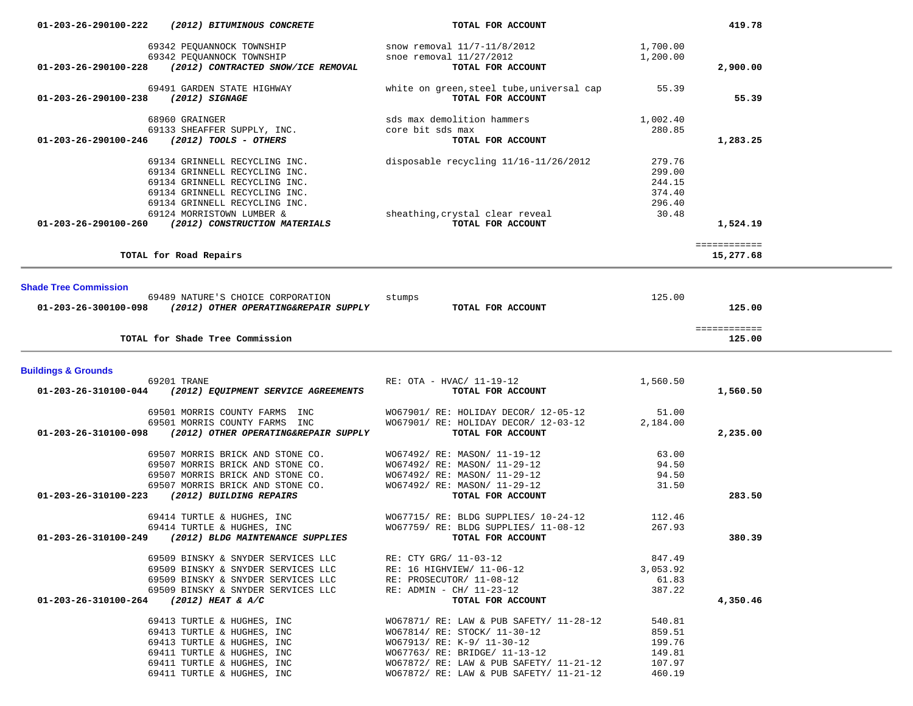| | | | | |
|---|---|---|---|---|
| **01-203-26-290100-222** ***(2012) BITUMINOUS CONCRETE*** | | **TOTAL FOR ACCOUNT** | | **419.78** |
| | 69342 PEQUANNOCK TOWNSHIP | snow removal 11/7-11/8/2012 | 1,700.00 | |
| | 69342 PEQUANNOCK TOWNSHIP | snoe removal 11/27/2012 | 1,200.00 | |
| **01-203-26-290100-228** ***(2012) CONTRACTED SNOW/ICE REMOVAL*** | | **TOTAL FOR ACCOUNT** | | **2,900.00** |
| | 69491 GARDEN STATE HIGHWAY | white on green,steel tube,universal cap | 55.39 | |
| **01-203-26-290100-238** ***(2012) SIGNAGE*** | | **TOTAL FOR ACCOUNT** | | **55.39** |
| | 68960 GRAINGER | sds max demolition hammers | 1,002.40 | |
| | 69133 SHEAFFER SUPPLY, INC. | core bit sds max | 280.85 | |
| **01-203-26-290100-246** ***(2012) TOOLS - OTHERS*** | | **TOTAL FOR ACCOUNT** | | **1,283.25** |
| | 69134 GRINNELL RECYCLING INC. | disposable recycling 11/16-11/26/2012 | 279.76 | |
| | 69134 GRINNELL RECYCLING INC. | | 299.00 | |
| | 69134 GRINNELL RECYCLING INC. | | 244.15 | |
| | 69134 GRINNELL RECYCLING INC. | | 374.40 | |
| | 69134 GRINNELL RECYCLING INC. | | 296.40 | |
| | 69124 MORRISTOWN LUMBER & | sheathing,crystal clear reveal | 30.48 | |
| **01-203-26-290100-260** ***(2012) CONSTRUCTION MATERIALS*** | | **TOTAL FOR ACCOUNT** | | **1,524.19** |
| | | | | ============ |
| **TOTAL for Road Repairs** | | | | **15,277.68** |

**Shade Tree Commission**

| | | | | |
|---|---|---|---|---|
| | 69489 NATURE'S CHOICE CORPORATION | stumps | 125.00 | |
| **01-203-26-300100-098** ***(2012) OTHER OPERATING&REPAIR SUPPLY*** | | **TOTAL FOR ACCOUNT** | | **125.00** |
| | | | | ============ |
| **TOTAL for Shade Tree Commission** | | | | **125.00** |

**Buildings & Grounds**

| | | | | |
|---|---|---|---|---|
| | 69201 TRANE | RE: OTA - HVAC/ 11-19-12 | 1,560.50 | |
| **01-203-26-310100-044** ***(2012) EQUIPMENT SERVICE AGREEMENTS*** | | **TOTAL FOR ACCOUNT** | | **1,560.50** |
| | 69501 MORRIS COUNTY FARMS INC | WO67901/ RE: HOLIDAY DECOR/ 12-05-12 | 51.00 | |
| | 69501 MORRIS COUNTY FARMS INC | WO67901/ RE: HOLIDAY DECOR/ 12-03-12 | 2,184.00 | |
| **01-203-26-310100-098** ***(2012) OTHER OPERATING&REPAIR SUPPLY*** | | **TOTAL FOR ACCOUNT** | | **2,235.00** |
| | 69507 MORRIS BRICK AND STONE CO. | WO67492/ RE: MASON/ 11-19-12 | 63.00 | |
| | 69507 MORRIS BRICK AND STONE CO. | WO67492/ RE: MASON/ 11-29-12 | 94.50 | |
| | 69507 MORRIS BRICK AND STONE CO. | WO67492/ RE: MASON/ 11-29-12 | 94.50 | |
| | 69507 MORRIS BRICK AND STONE CO. | WO67492/ RE: MASON/ 11-29-12 | 31.50 | |
| **01-203-26-310100-223** ***(2012) BUILDING REPAIRS*** | | **TOTAL FOR ACCOUNT** | | **283.50** |
| | 69414 TURTLE & HUGHES, INC | WO67715/ RE: BLDG SUPPLIES/ 10-24-12 | 112.46 | |
| | 69414 TURTLE & HUGHES, INC | WO67759/ RE: BLDG SUPPLIES/ 11-08-12 | 267.93 | |
| **01-203-26-310100-249** ***(2012) BLDG MAINTENANCE SUPPLIES*** | | **TOTAL FOR ACCOUNT** | | **380.39** |
| | 69509 BINSKY & SNYDER SERVICES LLC | RE: CTY GRG/ 11-03-12 | 847.49 | |
| | 69509 BINSKY & SNYDER SERVICES LLC | RE: 16 HIGHVIEW/ 11-06-12 | 3,053.92 | |
| | 69509 BINSKY & SNYDER SERVICES LLC | RE: PROSECUTOR/ 11-08-12 | 61.83 | |
| | 69509 BINSKY & SNYDER SERVICES LLC | RE: ADMIN - CH/ 11-23-12 | 387.22 | |
| **01-203-26-310100-264** ***(2012) HEAT & A/C*** | | **TOTAL FOR ACCOUNT** | | **4,350.46** |
| | 69413 TURTLE & HUGHES, INC | WO67871/ RE: LAW & PUB SAFETY/ 11-28-12 | 540.81 | |
| | 69413 TURTLE & HUGHES, INC | WO67814/ RE: STOCK/ 11-30-12 | 859.51 | |
| | 69413 TURTLE & HUGHES, INC | WO67913/ RE: K-9/ 11-30-12 | 199.76 | |
| | 69411 TURTLE & HUGHES, INC | WO67763/ RE: BRIDGE/ 11-13-12 | 149.81 | |
| | 69411 TURTLE & HUGHES, INC | WO67872/ RE: LAW & PUB SAFETY/ 11-21-12 | 107.97 | |
| | 69411 TURTLE & HUGHES, INC | WO67872/ RE: LAW & PUB SAFETY/ 11-21-12 | 460.19 | |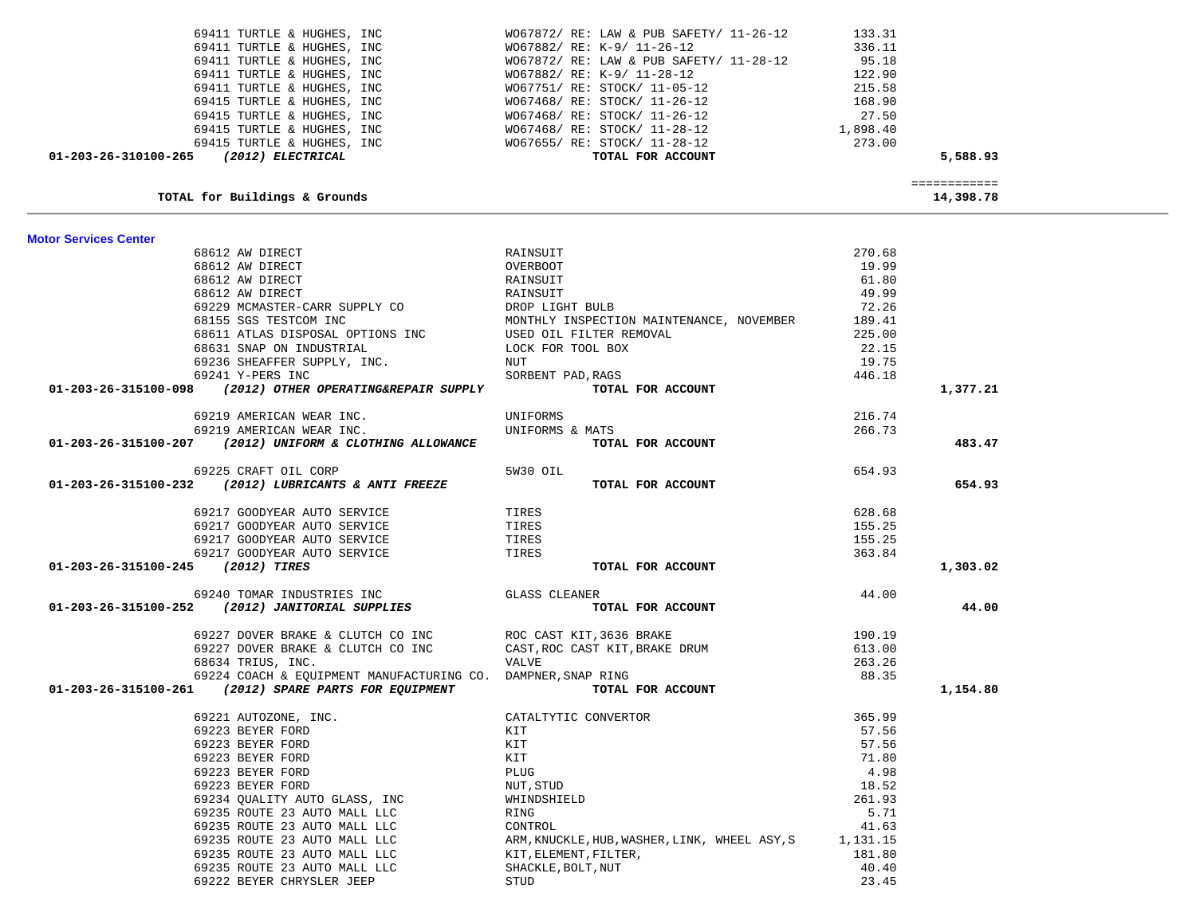| Vendor | Description | Amount | Total |
|---|---|---|---|
| 69411 TURTLE & HUGHES, INC | WO67872/ RE: LAW & PUB SAFETY/ 11-26-12 | 133.31 | |
| 69411 TURTLE & HUGHES, INC | WO67882/ RE: K-9/ 11-26-12 | 336.11 | |
| 69411 TURTLE & HUGHES, INC | WO67872/ RE: LAW & PUB SAFETY/ 11-28-12 | 95.18 | |
| 69411 TURTLE & HUGHES, INC | WO67882/ RE: K-9/ 11-28-12 | 122.90 | |
| 69411 TURTLE & HUGHES, INC | WO67751/ RE: STOCK/ 11-05-12 | 215.58 | |
| 69415 TURTLE & HUGHES, INC | WO67468/ RE: STOCK/ 11-26-12 | 168.90 | |
| 69415 TURTLE & HUGHES, INC | WO67468/ RE: STOCK/ 11-26-12 | 27.50 | |
| 69415 TURTLE & HUGHES, INC | WO67468/ RE: STOCK/ 11-28-12 | 1,898.40 | |
| 69415 TURTLE & HUGHES, INC | WO67655/ RE: STOCK/ 11-28-12 | 273.00 | |
| **01-203-26-310100-265** ***(2012) ELECTRICAL*** | **TOTAL FOR ACCOUNT** | | **5,588.93** |
| | | | ============ |
| **TOTAL for Buildings & Grounds** | | | **14,398.78** |

**Motor Services Center**

| Vendor | Description | Amount | Total |
|---|---|---|---|
| 68612 AW DIRECT | RAINSUIT | 270.68 | |
| 68612 AW DIRECT | OVERBOOT | 19.99 | |
| 68612 AW DIRECT | RAINSUIT | 61.80 | |
| 68612 AW DIRECT | RAINSUIT | 49.99 | |
| 69229 MCMASTER-CARR SUPPLY CO | DROP LIGHT BULB | 72.26 | |
| 68155 SGS TESTCOM INC | MONTHLY INSPECTION MAINTENANCE, NOVEMBER | 189.41 | |
| 68611 ATLAS DISPOSAL OPTIONS INC | USED OIL FILTER REMOVAL | 225.00 | |
| 68631 SNAP ON INDUSTRIAL | LOCK FOR TOOL BOX | 22.15 | |
| 69236 SHEAFFER SUPPLY, INC. | NUT | 19.75 | |
| 69241 Y-PERS INC | SORBENT PAD,RAGS | 446.18 | |
| **01-203-26-315100-098** ***(2012) OTHER OPERATING&REPAIR SUPPLY*** | **TOTAL FOR ACCOUNT** | | **1,377.21** |
| 69219 AMERICAN WEAR INC. | UNIFORMS | 216.74 | |
| 69219 AMERICAN WEAR INC. | UNIFORMS & MATS | 266.73 | |
| **01-203-26-315100-207** ***(2012) UNIFORM & CLOTHING ALLOWANCE*** | **TOTAL FOR ACCOUNT** | | **483.47** |
| 69225 CRAFT OIL CORP | 5W30 OIL | 654.93 | |
| **01-203-26-315100-232** ***(2012) LUBRICANTS & ANTI FREEZE*** | **TOTAL FOR ACCOUNT** | | **654.93** |
| 69217 GOODYEAR AUTO SERVICE | TIRES | 628.68 | |
| 69217 GOODYEAR AUTO SERVICE | TIRES | 155.25 | |
| 69217 GOODYEAR AUTO SERVICE | TIRES | 155.25 | |
| 69217 GOODYEAR AUTO SERVICE | TIRES | 363.84 | |
| **01-203-26-315100-245** ***(2012) TIRES*** | **TOTAL FOR ACCOUNT** | | **1,303.02** |
| 69240 TOMAR INDUSTRIES INC | GLASS CLEANER | 44.00 | |
| **01-203-26-315100-252** ***(2012) JANITORIAL SUPPLIES*** | **TOTAL FOR ACCOUNT** | | **44.00** |
| 69227 DOVER BRAKE & CLUTCH CO INC | ROC CAST KIT,3636 BRAKE | 190.19 | |
| 69227 DOVER BRAKE & CLUTCH CO INC | CAST,ROC CAST KIT,BRAKE DRUM | 613.00 | |
| 68634 TRIUS, INC. | VALVE | 263.26 | |
| 69224 COACH & EQUIPMENT MANUFACTURING CO. | DAMPNER,SNAP RING | 88.35 | |
| **01-203-26-315100-261** ***(2012) SPARE PARTS FOR EQUIPMENT*** | **TOTAL FOR ACCOUNT** | | **1,154.80** |
| 69221 AUTOZONE, INC. | CATALTYTIC CONVERTOR | 365.99 | |
| 69223 BEYER FORD | KIT | 57.56 | |
| 69223 BEYER FORD | KIT | 57.56 | |
| 69223 BEYER FORD | KIT | 71.80 | |
| 69223 BEYER FORD | PLUG | 4.98 | |
| 69223 BEYER FORD | NUT,STUD | 18.52 | |
| 69234 QUALITY AUTO GLASS, INC | WHINDSHIELD | 261.93 | |
| 69235 ROUTE 23 AUTO MALL LLC | RING | 5.71 | |
| 69235 ROUTE 23 AUTO MALL LLC | CONTROL | 41.63 | |
| 69235 ROUTE 23 AUTO MALL LLC | ARM,KNUCKLE,HUB,WASHER,LINK, WHEEL ASY,S | 1,131.15 | |
| 69235 ROUTE 23 AUTO MALL LLC | KIT,ELEMENT,FILTER, | 181.80 | |
| 69235 ROUTE 23 AUTO MALL LLC | SHACKLE,BOLT,NUT | 40.40 | |
| 69222 BEYER CHRYSLER JEEP | STUD | 23.45 | |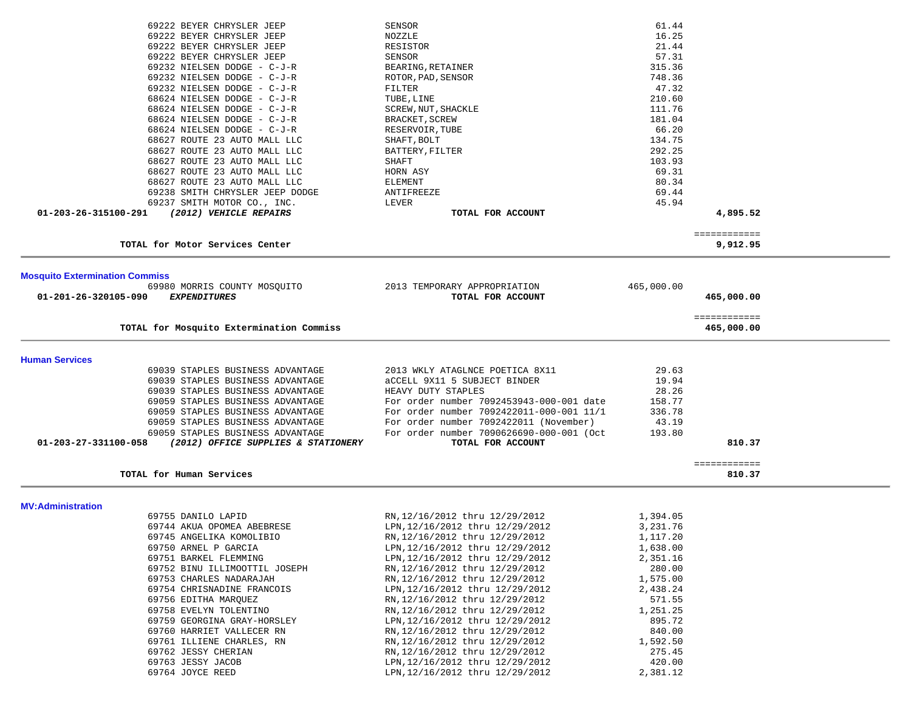| | | | | |
|---|---|---|---|---|
| | 69222 BEYER CHRYSLER JEEP | SENSOR | 61.44 | |
| | 69222 BEYER CHRYSLER JEEP | NOZZLE | 16.25 | |
| | 69222 BEYER CHRYSLER JEEP | RESISTOR | 21.44 | |
| | 69222 BEYER CHRYSLER JEEP | SENSOR | 57.31 | |
| | 69232 NIELSEN DODGE - C-J-R | BEARING,RETAINER | 315.36 | |
| | 69232 NIELSEN DODGE - C-J-R | ROTOR,PAD,SENSOR | 748.36 | |
| | 69232 NIELSEN DODGE - C-J-R | FILTER | 47.32 | |
| | 68624 NIELSEN DODGE - C-J-R | TUBE,LINE | 210.60 | |
| | 68624 NIELSEN DODGE - C-J-R | SCREW,NUT,SHACKLE | 111.76 | |
| | 68624 NIELSEN DODGE - C-J-R | BRACKET,SCREW | 181.04 | |
| | 68624 NIELSEN DODGE - C-J-R | RESERVOIR,TUBE | 66.20 | |
| | 68627 ROUTE 23 AUTO MALL LLC | SHAFT,BOLT | 134.75 | |
| | 68627 ROUTE 23 AUTO MALL LLC | BATTERY,FILTER | 292.25 | |
| | 68627 ROUTE 23 AUTO MALL LLC | SHAFT | 103.93 | |
| | 68627 ROUTE 23 AUTO MALL LLC | HORN ASY | 69.31 | |
| | 68627 ROUTE 23 AUTO MALL LLC | ELEMENT | 80.34 | |
| | 69238 SMITH CHRYSLER JEEP DODGE | ANTIFREEZE | 69.44 | |
| | 69237 SMITH MOTOR CO., INC. | LEVER | 45.94 | |
| **01-203-26-315100-291** | ***(2012) VEHICLE REPAIRS*** | **TOTAL FOR ACCOUNT** | | **4,895.52** |
| | | | | ============ |
| | **TOTAL for Motor Services Center** | | | **9,912.95** |

## Mosquito Extermination Commiss

| | | | | |
|---|---|---|---|---|
| | 69980 MORRIS COUNTY MOSQUITO | 2013 TEMPORARY APPROPRIATION | 465,000.00 | |
| **01-201-26-320105-090** | ***EXPENDITURES*** | **TOTAL FOR ACCOUNT** | | **465,000.00** |
| | | | | ============ |
| | **TOTAL for Mosquito Extermination Commiss** | | | **465,000.00** |

## Human Services

| | | | | |
|---|---|---|---|---|
| | 69039 STAPLES BUSINESS ADVANTAGE | 2013 WKLY ATAGLNCE POETICA 8X11 | 29.63 | |
| | 69039 STAPLES BUSINESS ADVANTAGE | aCCELL 9X11 5 SUBJECT BINDER | 19.94 | |
| | 69039 STAPLES BUSINESS ADVANTAGE | HEAVY DUTY STAPLES | 28.26 | |
| | 69059 STAPLES BUSINESS ADVANTAGE | For order number 7092453943-000-001 date | 158.77 | |
| | 69059 STAPLES BUSINESS ADVANTAGE | For order number 7092422011-000-001 11/1 | 336.78 | |
| | 69059 STAPLES BUSINESS ADVANTAGE | For order number 7092422011 (November) | 43.19 | |
| | 69059 STAPLES BUSINESS ADVANTAGE | For order number 7090626690-000-001 (Oct | 193.80 | |
| **01-203-27-331100-058** | ***(2012) OFFICE SUPPLIES & STATIONERY*** | **TOTAL FOR ACCOUNT** | | **810.37** |
| | | | | ============ |
| | **TOTAL for Human Services** | | | **810.37** |

## MV:Administration

| | | | | |
|---|---|---|---|---|
| | 69755 DANILO LAPID | RN,12/16/2012 thru 12/29/2012 | 1,394.05 | |
| | 69744 AKUA OPOMEA ABEBRESE | LPN,12/16/2012 thru 12/29/2012 | 3,231.76 | |
| | 69745 ANGELIKA KOMOLIBIO | RN,12/16/2012 thru 12/29/2012 | 1,117.20 | |
| | 69750 ARNEL P GARCIA | LPN,12/16/2012 thru 12/29/2012 | 1,638.00 | |
| | 69751 BARKEL FLEMMING | LPN,12/16/2012 thru 12/29/2012 | 2,351.16 | |
| | 69752 BINU ILLIMOOTTIL JOSEPH | RN,12/16/2012 thru 12/29/2012 | 280.00 | |
| | 69753 CHARLES NADARAJAH | RN,12/16/2012 thru 12/29/2012 | 1,575.00 | |
| | 69754 CHRISNADINE FRANCOIS | LPN,12/16/2012 thru 12/29/2012 | 2,438.24 | |
| | 69756 EDITHA MARQUEZ | RN,12/16/2012 thru 12/29/2012 | 571.55 | |
| | 69758 EVELYN TOLENTINO | RN,12/16/2012 thru 12/29/2012 | 1,251.25 | |
| | 69759 GEORGINA GRAY-HORSLEY | LPN,12/16/2012 thru 12/29/2012 | 895.72 | |
| | 69760 HARRIET VALLECER RN | RN,12/16/2012 thru 12/29/2012 | 840.00 | |
| | 69761 ILLIENE CHARLES, RN | RN,12/16/2012 thru 12/29/2012 | 1,592.50 | |
| | 69762 JESSY CHERIAN | RN,12/16/2012 thru 12/29/2012 | 275.45 | |
| | 69763 JESSY JACOB | LPN,12/16/2012 thru 12/29/2012 | 420.00 | |
| | 69764 JOYCE REED | LPN,12/16/2012 thru 12/29/2012 | 2,381.12 | |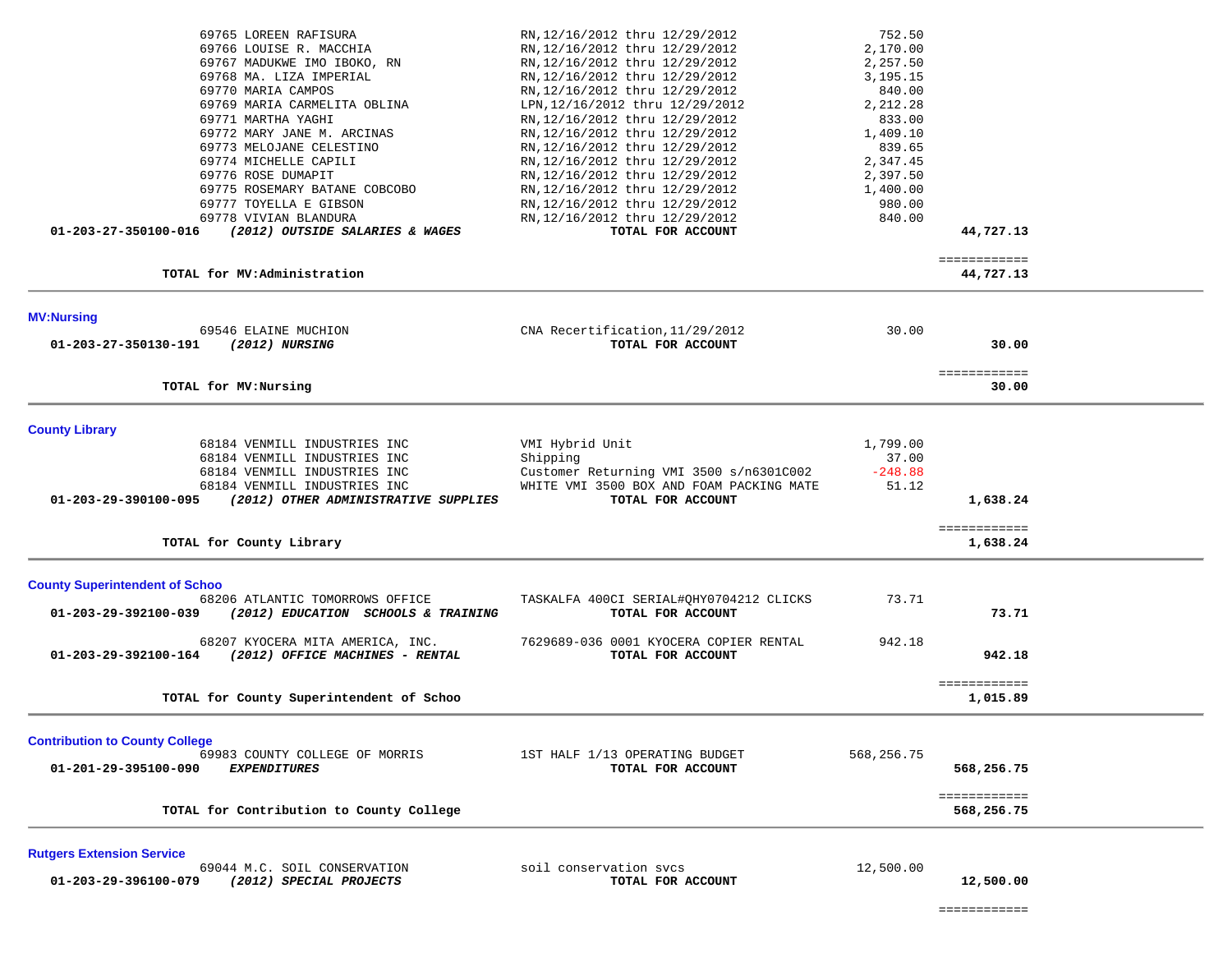| | | | |
|---|---|---|---|
| 69765 LOREEN RAFISURA | RN,12/16/2012 thru 12/29/2012 | 752.50 | |
| 69766 LOUISE R. MACCHIA | RN,12/16/2012 thru 12/29/2012 | 2,170.00 | |
| 69767 MADUKWE IMO IBOKO, RN | RN,12/16/2012 thru 12/29/2012 | 2,257.50 | |
| 69768 MA. LIZA IMPERIAL | RN,12/16/2012 thru 12/29/2012 | 3,195.15 | |
| 69770 MARIA CAMPOS | RN,12/16/2012 thru 12/29/2012 | 840.00 | |
| 69769 MARIA CARMELITA OBLINA | LPN,12/16/2012 thru 12/29/2012 | 2,212.28 | |
| 69771 MARTHA YAGHI | RN,12/16/2012 thru 12/29/2012 | 833.00 | |
| 69772 MARY JANE M. ARCINAS | RN,12/16/2012 thru 12/29/2012 | 1,409.10 | |
| 69773 MELOJANE CELESTINO | RN,12/16/2012 thru 12/29/2012 | 839.65 | |
| 69774 MICHELLE CAPILI | RN,12/16/2012 thru 12/29/2012 | 2,347.45 | |
| 69776 ROSE DUMAPIT | RN,12/16/2012 thru 12/29/2012 | 2,397.50 | |
| 69775 ROSEMARY BATANE COBCOBO | RN,12/16/2012 thru 12/29/2012 | 1,400.00 | |
| 69777 TOYELLA E GIBSON | RN,12/16/2012 thru 12/29/2012 | 980.00 | |
| 69778 VIVIAN BLANDURA | RN,12/16/2012 thru 12/29/2012 | 840.00 | |
| **01-203-27-350100-016** ***(2012) OUTSIDE SALARIES & WAGES*** | **TOTAL FOR ACCOUNT** | | **44,727.13** |
| | | | ============ |
| **TOTAL for MV:Administration** | | | **44,727.13** |

**MV:Nursing**

| | | | |
|---|---|---|---|
| 69546 ELAINE MUCHION | CNA Recertification,11/29/2012 | 30.00 | |
| **01-203-27-350130-191** ***(2012) NURSING*** | **TOTAL FOR ACCOUNT** | | **30.00** |
| | | | ============ |
| **TOTAL for MV:Nursing** | | | **30.00** |

**County Library**

| | | | |
|---|---|---|---|
| 68184 VENMILL INDUSTRIES INC | VMI Hybrid Unit | 1,799.00 | |
| 68184 VENMILL INDUSTRIES INC | Shipping | 37.00 | |
| 68184 VENMILL INDUSTRIES INC | Customer Returning VMI 3500 s/n6301C002 | -248.88 | |
| 68184 VENMILL INDUSTRIES INC | WHITE VMI 3500 BOX AND FOAM PACKING MATE | 51.12 | |
| **01-203-29-390100-095** ***(2012) OTHER ADMINISTRATIVE SUPPLIES*** | **TOTAL FOR ACCOUNT** | | **1,638.24** |
| | | | ============ |
| **TOTAL for County Library** | | | **1,638.24** |

**County Superintendent of Schoo**

| | | | |
|---|---|---|---|
| 68206 ATLANTIC TOMORROWS OFFICE | TASKALFA 400CI SERIAL#QHY0704212 CLICKS | 73.71 | |
| **01-203-29-392100-039** ***(2012) EDUCATION SCHOOLS & TRAINING*** | **TOTAL FOR ACCOUNT** | | **73.71** |
| 68207 KYOCERA MITA AMERICA, INC. | 7629689-036 0001 KYOCERA COPIER RENTAL | 942.18 | |
| **01-203-29-392100-164** ***(2012) OFFICE MACHINES - RENTAL*** | **TOTAL FOR ACCOUNT** | | **942.18** |
| | | | ============ |
| **TOTAL for County Superintendent of Schoo** | | | **1,015.89** |

**Contribution to County College**

| | | | |
|---|---|---|---|
| 69983 COUNTY COLLEGE OF MORRIS | 1ST HALF 1/13 OPERATING BUDGET | 568,256.75 | |
| **01-201-29-395100-090** ***EXPENDITURES*** | **TOTAL FOR ACCOUNT** | | **568,256.75** |
| | | | ============ |
| **TOTAL for Contribution to County College** | | | **568,256.75** |

**Rutgers Extension Service**

| | | | |
|---|---|---|---|
| 69044 M.C. SOIL CONSERVATION | soil conservation svcs | 12,500.00 | |
| **01-203-29-396100-079** ***(2012) SPECIAL PROJECTS*** | **TOTAL FOR ACCOUNT** | | **12,500.00** |
| | | | ============ |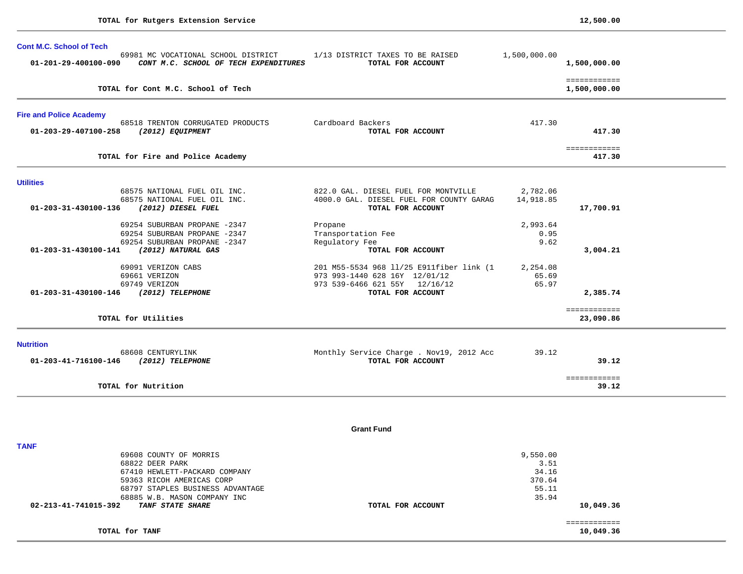**TOTAL for Rutgers Extension Service** — **12,500.00**

---

### Cont M.C. School of Tech

| Account | Vendor / Description | Item | Amount | Total |
|---|---|---|---|---|
| | 69981 MC VOCATIONAL SCHOOL DISTRICT | 1/13 DISTRICT TAXES TO BE RAISED | 1,500,000.00 | |
| **01-201-29-400100-090** | ***CONT M.C. SCHOOL OF TECH EXPENDITURES*** | **TOTAL FOR ACCOUNT** | | **1,500,000.00** |

**TOTAL for Cont M.C. School of Tech** — **1,500,000.00**

---

### Fire and Police Academy

| Account | Vendor / Description | Item | Amount | Total |
|---|---|---|---|---|
| | 68518 TRENTON CORRUGATED PRODUCTS | Cardboard Backers | 417.30 | |
| **01-203-29-407100-258** | ***(2012) EQUIPMENT*** | **TOTAL FOR ACCOUNT** | | **417.30** |

**TOTAL for Fire and Police Academy** — **417.30**

---

### Utilities

| Account | Vendor / Description | Item | Amount | Total |
|---|---|---|---|---|
| | 68575 NATIONAL FUEL OIL INC. | 822.0 GAL. DIESEL FUEL FOR MONTVILLE | 2,782.06 | |
| | 68575 NATIONAL FUEL OIL INC. | 4000.0 GAL. DIESEL FUEL FOR COUNTY GARAG | 14,918.85 | |
| **01-203-31-430100-136** | ***(2012) DIESEL FUEL*** | **TOTAL FOR ACCOUNT** | | **17,700.91** |
| | 69254 SUBURBAN PROPANE -2347 | Propane | 2,993.64 | |
| | 69254 SUBURBAN PROPANE -2347 | Transportation Fee | 0.95 | |
| | 69254 SUBURBAN PROPANE -2347 | Regulatory Fee | 9.62 | |
| **01-203-31-430100-141** | ***(2012) NATURAL GAS*** | **TOTAL FOR ACCOUNT** | | **3,004.21** |
| | 69091 VERIZON CABS | 201 M55-5534 968 11/25 E911fiber link (1 | 2,254.08 | |
| | 69661 VERIZON | 973 993-1440 628 16Y 12/01/12 | 65.69 | |
| | 69749 VERIZON | 973 539-6466 621 55Y 12/16/12 | 65.97 | |
| **01-203-31-430100-146** | ***(2012) TELEPHONE*** | **TOTAL FOR ACCOUNT** | | **2,385.74** |

**TOTAL for Utilities** — **23,090.86**

---

### Nutrition

| Account | Vendor / Description | Item | Amount | Total |
|---|---|---|---|---|
| | 68608 CENTURYLINK | Monthly Service Charge . Nov19, 2012 Acc | 39.12 | |
| **01-203-41-716100-146** | ***(2012) TELEPHONE*** | **TOTAL FOR ACCOUNT** | | **39.12** |

**TOTAL for Nutrition** — **39.12**

---

## Grant Fund

### TANF

| Account | Vendor / Description | Item | Amount | Total |
|---|---|---|---|---|
| | 69608 COUNTY OF MORRIS | | 9,550.00 | |
| | 68822 DEER PARK | | 3.51 | |
| | 67410 HEWLETT-PACKARD COMPANY | | 34.16 | |
| | 59363 RICOH AMERICAS CORP | | 370.64 | |
| | 68797 STAPLES BUSINESS ADVANTAGE | | 55.11 | |
| | 68885 W.B. MASON COMPANY INC | | 35.94 | |
| **02-213-41-741015-392** | ***TANF STATE SHARE*** | **TOTAL FOR ACCOUNT** | | **10,049.36** |

**TOTAL for TANF** — **10,049.36**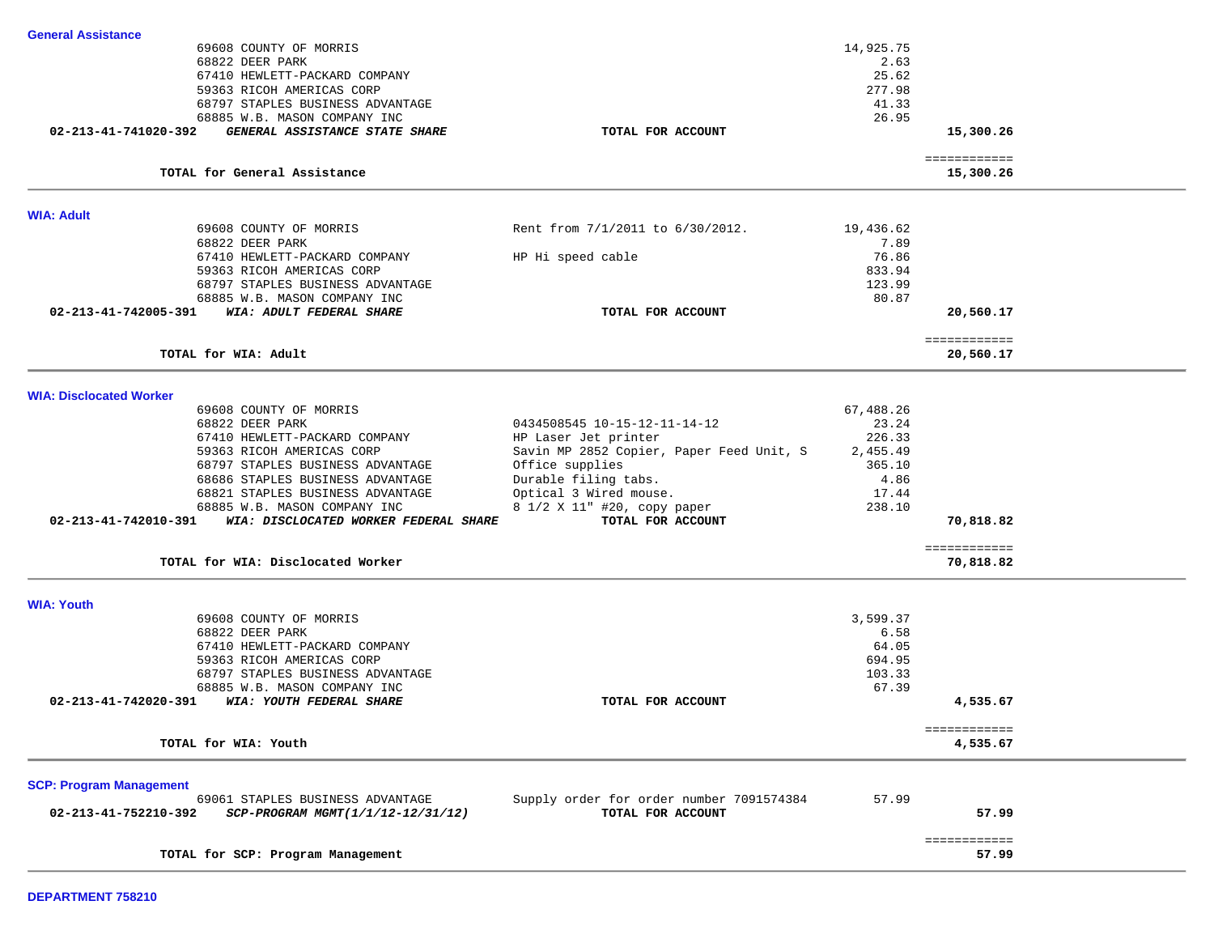### General Assistance

| Vendor | Description | Amount | Total |
|---|---|---|---|
| 69608 COUNTY OF MORRIS | | 14,925.75 | |
| 68822 DEER PARK | | 2.63 | |
| 67410 HEWLETT-PACKARD COMPANY | | 25.62 | |
| 59363 RICOH AMERICAS CORP | | 277.98 | |
| 68797 STAPLES BUSINESS ADVANTAGE | | 41.33 | |
| 68885 W.B. MASON COMPANY INC | | 26.95 | |
| **02-213-41-741020-392** ***GENERAL ASSISTANCE STATE SHARE*** | **TOTAL FOR ACCOUNT** | | **15,300.26** |

============
**TOTAL for General Assistance** **15,300.26**

---

### WIA: Adult

| Vendor | Description | Amount | Total |
|---|---|---|---|
| 69608 COUNTY OF MORRIS | Rent from 7/1/2011 to 6/30/2012. | 19,436.62 | |
| 68822 DEER PARK | | 7.89 | |
| 67410 HEWLETT-PACKARD COMPANY | HP Hi speed cable | 76.86 | |
| 59363 RICOH AMERICAS CORP | | 833.94 | |
| 68797 STAPLES BUSINESS ADVANTAGE | | 123.99 | |
| 68885 W.B. MASON COMPANY INC | | 80.87 | |
| **02-213-41-742005-391** ***WIA: ADULT FEDERAL SHARE*** | **TOTAL FOR ACCOUNT** | | **20,560.17** |

============
**TOTAL for WIA: Adult** **20,560.17**

---

### WIA: Disclocated Worker

| Vendor | Description | Amount | Total |
|---|---|---|---|
| 69608 COUNTY OF MORRIS | | 67,488.26 | |
| 68822 DEER PARK | 0434508545 10-15-12-11-14-12 | 23.24 | |
| 67410 HEWLETT-PACKARD COMPANY | HP Laser Jet printer | 226.33 | |
| 59363 RICOH AMERICAS CORP | Savin MP 2852 Copier, Paper Feed Unit, S | 2,455.49 | |
| 68797 STAPLES BUSINESS ADVANTAGE | Office supplies | 365.10 | |
| 68686 STAPLES BUSINESS ADVANTAGE | Durable filing tabs. | 4.86 | |
| 68821 STAPLES BUSINESS ADVANTAGE | Optical 3 Wired mouse. | 17.44 | |
| 68885 W.B. MASON COMPANY INC | 8 1/2 X 11" #20, copy paper | 238.10 | |
| **02-213-41-742010-391** ***WIA: DISCLOCATED WORKER FEDERAL SHARE*** | **TOTAL FOR ACCOUNT** | | **70,818.82** |

============
**TOTAL for WIA: Disclocated Worker** **70,818.82**

---

### WIA: Youth

| Vendor | Description | Amount | Total |
|---|---|---|---|
| 69608 COUNTY OF MORRIS | | 3,599.37 | |
| 68822 DEER PARK | | 6.58 | |
| 67410 HEWLETT-PACKARD COMPANY | | 64.05 | |
| 59363 RICOH AMERICAS CORP | | 694.95 | |
| 68797 STAPLES BUSINESS ADVANTAGE | | 103.33 | |
| 68885 W.B. MASON COMPANY INC | | 67.39 | |
| **02-213-41-742020-391** ***WIA: YOUTH FEDERAL SHARE*** | **TOTAL FOR ACCOUNT** | | **4,535.67** |

============
**TOTAL for WIA: Youth** **4,535.67**

---

### SCP: Program Management

| Vendor | Description | Amount | Total |
|---|---|---|---|
| 69061 STAPLES BUSINESS ADVANTAGE | Supply order for order number 7091574384 | 57.99 | |
| **02-213-41-752210-392** ***SCP-PROGRAM MGMT(1/1/12-12/31/12)*** | **TOTAL FOR ACCOUNT** | | **57.99** |

============
**TOTAL for SCP: Program Management** **57.99**

---

### DEPARTMENT 758210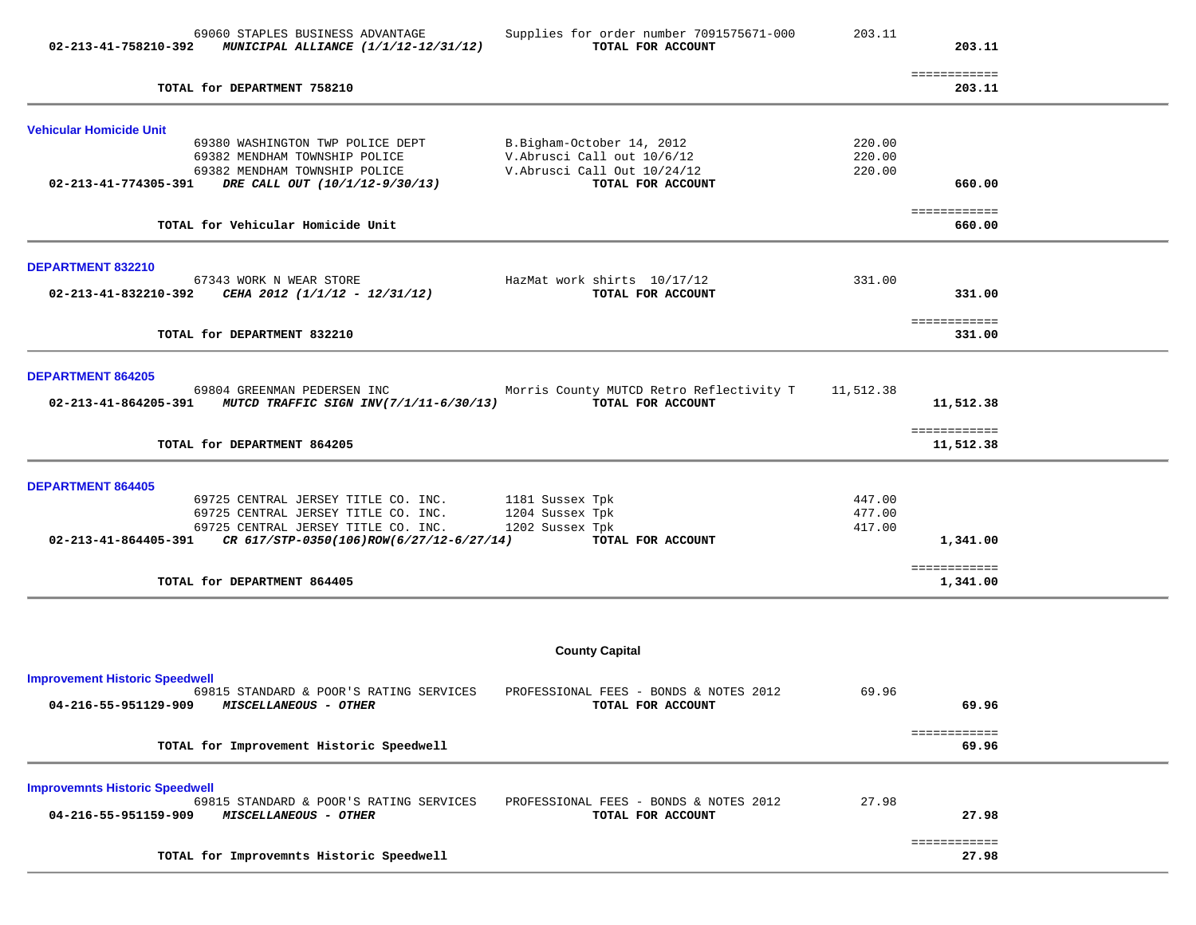| | | | | |
|---|---|---|---|---|
| | 69060 STAPLES BUSINESS ADVANTAGE | Supplies for order number 7091575671-000 | 203.11 | |
| **02-213-41-758210-392** | ***MUNICIPAL ALLIANCE (1/1/12-12/31/12)*** | **TOTAL FOR ACCOUNT** | | **203.11** |
| | | | | ============ |
| | **TOTAL for DEPARTMENT 758210** | | | **203.11** |

**Vehicular Homicide Unit**

| | | | | |
|---|---|---|---|---|
| | 69380 WASHINGTON TWP POLICE DEPT | B.Bigham-October 14, 2012 | 220.00 | |
| | 69382 MENDHAM TOWNSHIP POLICE | V.Abrusci Call out 10/6/12 | 220.00 | |
| | 69382 MENDHAM TOWNSHIP POLICE | V.Abrusci Call Out 10/24/12 | 220.00 | |
| **02-213-41-774305-391** | ***DRE CALL OUT (10/1/12-9/30/13)*** | **TOTAL FOR ACCOUNT** | | **660.00** |
| | | | | ============ |
| | **TOTAL for Vehicular Homicide Unit** | | | **660.00** |

**DEPARTMENT 832210**

| | | | | |
|---|---|---|---|---|
| | 67343 WORK N WEAR STORE | HazMat work shirts 10/17/12 | 331.00 | |
| **02-213-41-832210-392** | ***CEHA 2012 (1/1/12 - 12/31/12)*** | **TOTAL FOR ACCOUNT** | | **331.00** |
| | | | | ============ |
| | **TOTAL for DEPARTMENT 832210** | | | **331.00** |

**DEPARTMENT 864205**

| | | | | |
|---|---|---|---|---|
| | 69804 GREENMAN PEDERSEN INC | Morris County MUTCD Retro Reflectivity T | 11,512.38 | |
| **02-213-41-864205-391** | ***MUTCD TRAFFIC SIGN INV(7/1/11-6/30/13)*** | **TOTAL FOR ACCOUNT** | | **11,512.38** |
| | | | | ============ |
| | **TOTAL for DEPARTMENT 864205** | | | **11,512.38** |

**DEPARTMENT 864405**

| | | | | |
|---|---|---|---|---|
| | 69725 CENTRAL JERSEY TITLE CO. INC. | 1181 Sussex Tpk | 447.00 | |
| | 69725 CENTRAL JERSEY TITLE CO. INC. | 1204 Sussex Tpk | 477.00 | |
| | 69725 CENTRAL JERSEY TITLE CO. INC. | 1202 Sussex Tpk | 417.00 | |
| **02-213-41-864405-391** | ***CR 617/STP-0350(106)ROW(6/27/12-6/27/14)*** | **TOTAL FOR ACCOUNT** | | **1,341.00** |
| | | | | ============ |
| | **TOTAL for DEPARTMENT 864405** | | | **1,341.00** |

## County Capital

**Improvement Historic Speedwell**

| | | | | |
|---|---|---|---|---|
| | 69815 STANDARD & POOR'S RATING SERVICES | PROFESSIONAL FEES - BONDS & NOTES 2012 | 69.96 | |
| **04-216-55-951129-909** | ***MISCELLANEOUS - OTHER*** | **TOTAL FOR ACCOUNT** | | **69.96** |
| | | | | ============ |
| | **TOTAL for Improvement Historic Speedwell** | | | **69.96** |

**Improvemnts Historic Speedwell**

| | | | | |
|---|---|---|---|---|
| | 69815 STANDARD & POOR'S RATING SERVICES | PROFESSIONAL FEES - BONDS & NOTES 2012 | 27.98 | |
| **04-216-55-951159-909** | ***MISCELLANEOUS - OTHER*** | **TOTAL FOR ACCOUNT** | | **27.98** |
| | | | | ============ |
| | **TOTAL for Improvemnts Historic Speedwell** | | | **27.98** |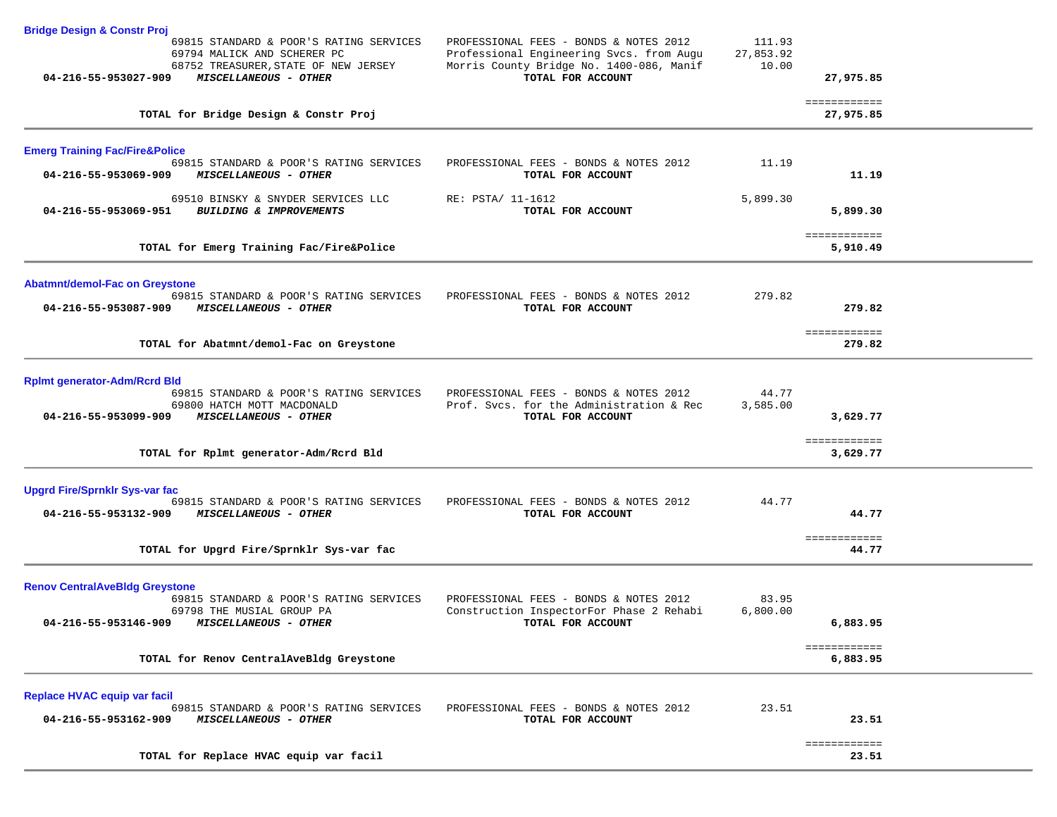**Bridge Design & Constr Proj**

| | | | | |
|---|---|---|---|---|
| | 69815 STANDARD & POOR'S RATING SERVICES | PROFESSIONAL FEES - BONDS & NOTES 2012 | 111.93 | |
| | 69794 MALICK AND SCHERER PC | Professional Engineering Svcs. from Augu | 27,853.92 | |
| | 68752 TREASURER,STATE OF NEW JERSEY | Morris County Bridge No. 1400-086, Manif | 10.00 | |
| 04-216-55-953027-909 | *MISCELLANEOUS - OTHER* | TOTAL FOR ACCOUNT | | 27,975.85 |
| | | | | ============ |
| | TOTAL for Bridge Design & Constr Proj | | | 27,975.85 |

**Emerg Training Fac/Fire&Police**

| | | | | |
|---|---|---|---|---|
| | 69815 STANDARD & POOR'S RATING SERVICES | PROFESSIONAL FEES - BONDS & NOTES 2012 | 11.19 | |
| 04-216-55-953069-909 | *MISCELLANEOUS - OTHER* | TOTAL FOR ACCOUNT | | 11.19 |
| | 69510 BINSKY & SNYDER SERVICES LLC | RE: PSTA/ 11-1612 | 5,899.30 | |
| 04-216-55-953069-951 | *BUILDING & IMPROVEMENTS* | TOTAL FOR ACCOUNT | | 5,899.30 |
| | | | | ============ |
| | TOTAL for Emerg Training Fac/Fire&Police | | | 5,910.49 |

**Abatmnt/demol-Fac on Greystone**

| | | | | |
|---|---|---|---|---|
| | 69815 STANDARD & POOR'S RATING SERVICES | PROFESSIONAL FEES - BONDS & NOTES 2012 | 279.82 | |
| 04-216-55-953087-909 | *MISCELLANEOUS - OTHER* | TOTAL FOR ACCOUNT | | 279.82 |
| | | | | ============ |
| | TOTAL for Abatmnt/demol-Fac on Greystone | | | 279.82 |

**Rplmt generator-Adm/Rcrd Bld**

| | | | | |
|---|---|---|---|---|
| | 69815 STANDARD & POOR'S RATING SERVICES | PROFESSIONAL FEES - BONDS & NOTES 2012 | 44.77 | |
| | 69800 HATCH MOTT MACDONALD | Prof. Svcs. for the Administration & Rec | 3,585.00 | |
| 04-216-55-953099-909 | *MISCELLANEOUS - OTHER* | TOTAL FOR ACCOUNT | | 3,629.77 |
| | | | | ============ |
| | TOTAL for Rplmt generator-Adm/Rcrd Bld | | | 3,629.77 |

**Upgrd Fire/Sprnklr Sys-var fac**

| | | | | |
|---|---|---|---|---|
| | 69815 STANDARD & POOR'S RATING SERVICES | PROFESSIONAL FEES - BONDS & NOTES 2012 | 44.77 | |
| 04-216-55-953132-909 | *MISCELLANEOUS - OTHER* | TOTAL FOR ACCOUNT | | 44.77 |
| | | | | ============ |
| | TOTAL for Upgrd Fire/Sprnklr Sys-var fac | | | 44.77 |

**Renov CentralAveBldg Greystone**

| | | | | |
|---|---|---|---|---|
| | 69815 STANDARD & POOR'S RATING SERVICES | PROFESSIONAL FEES - BONDS & NOTES 2012 | 83.95 | |
| | 69798 THE MUSIAL GROUP PA | Construction InspectorFor Phase 2 Rehabi | 6,800.00 | |
| 04-216-55-953146-909 | *MISCELLANEOUS - OTHER* | TOTAL FOR ACCOUNT | | 6,883.95 |
| | | | | ============ |
| | TOTAL for Renov CentralAveBldg Greystone | | | 6,883.95 |

**Replace HVAC equip var facil**

| | | | | |
|---|---|---|---|---|
| | 69815 STANDARD & POOR'S RATING SERVICES | PROFESSIONAL FEES - BONDS & NOTES 2012 | 23.51 | |
| 04-216-55-953162-909 | *MISCELLANEOUS - OTHER* | TOTAL FOR ACCOUNT | | 23.51 |
| | | | | ============ |
| | TOTAL for Replace HVAC equip var facil | | | 23.51 |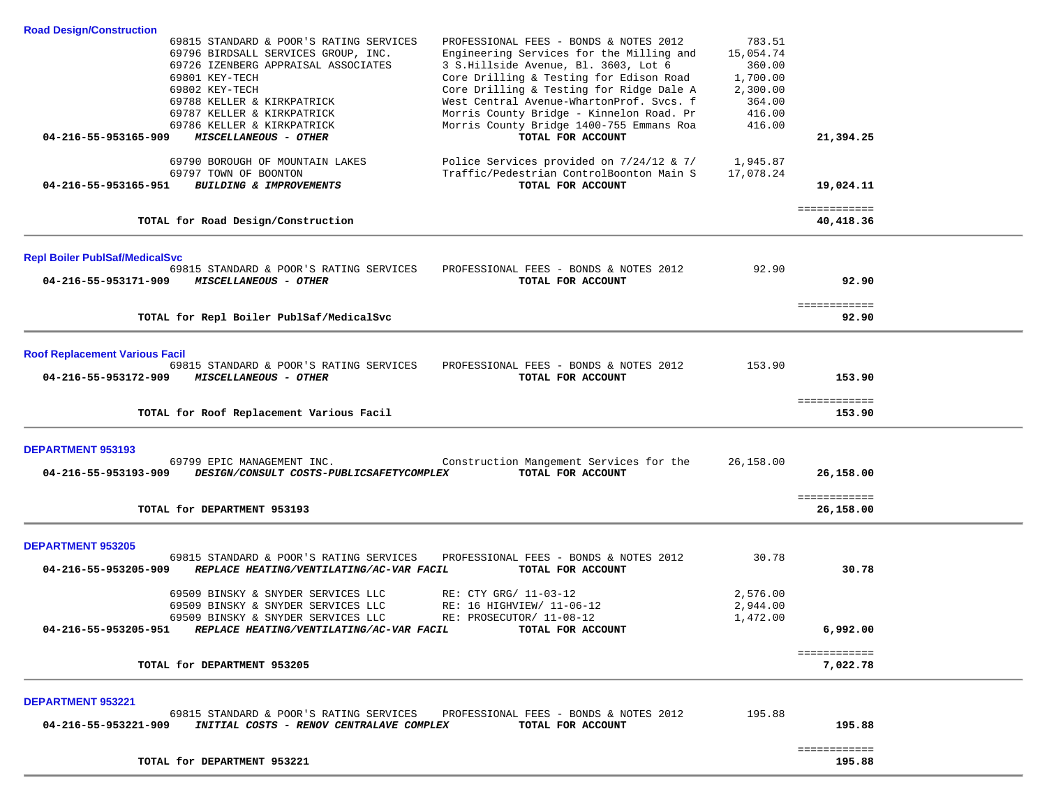### Road Design/Construction

| | | | | |
|---|---|---|---|---|
| | 69815 STANDARD & POOR'S RATING SERVICES | PROFESSIONAL FEES - BONDS & NOTES 2012 | 783.51 | |
| | 69796 BIRDSALL SERVICES GROUP, INC. | Engineering Services for the Milling and | 15,054.74 | |
| | 69726 IZENBERG APPRAISAL ASSOCIATES | 3 S.Hillside Avenue, Bl. 3603, Lot 6 | 360.00 | |
| | 69801 KEY-TECH | Core Drilling & Testing for Edison Road | 1,700.00 | |
| | 69802 KEY-TECH | Core Drilling & Testing for Ridge Dale A | 2,300.00 | |
| | 69788 KELLER & KIRKPATRICK | West Central Avenue-WhartonProf. Svcs. f | 364.00 | |
| | 69787 KELLER & KIRKPATRICK | Morris County Bridge - Kinnelon Road. Pr | 416.00 | |
| | 69786 KELLER & KIRKPATRICK | Morris County Bridge 1400-755 Emmans Roa | 416.00 | |
| **04-216-55-953165-909** | ***MISCELLANEOUS - OTHER*** | **TOTAL FOR ACCOUNT** | | **21,394.25** |
| | 69790 BOROUGH OF MOUNTAIN LAKES | Police Services provided on 7/24/12 & 7/ | 1,945.87 | |
| | 69797 TOWN OF BOONTON | Traffic/Pedestrian ControlBoonton Main S | 17,078.24 | |
| **04-216-55-953165-951** | ***BUILDING & IMPROVEMENTS*** | **TOTAL FOR ACCOUNT** | | **19,024.11** |
| | **TOTAL for Road Design/Construction** | | | **40,418.36** |

### Repl Boiler PublSaf/MedicalSvc

| | | | | |
|---|---|---|---|---|
| | 69815 STANDARD & POOR'S RATING SERVICES | PROFESSIONAL FEES - BONDS & NOTES 2012 | 92.90 | |
| **04-216-55-953171-909** | ***MISCELLANEOUS - OTHER*** | **TOTAL FOR ACCOUNT** | | **92.90** |
| | **TOTAL for Repl Boiler PublSaf/MedicalSvc** | | | **92.90** |

### Roof Replacement Various Facil

| | | | | |
|---|---|---|---|---|
| | 69815 STANDARD & POOR'S RATING SERVICES | PROFESSIONAL FEES - BONDS & NOTES 2012 | 153.90 | |
| **04-216-55-953172-909** | ***MISCELLANEOUS - OTHER*** | **TOTAL FOR ACCOUNT** | | **153.90** |
| | **TOTAL for Roof Replacement Various Facil** | | | **153.90** |

### DEPARTMENT 953193

| | | | | |
|---|---|---|---|---|
| | 69799 EPIC MANAGEMENT INC. | Construction Mangement Services for the | 26,158.00 | |
| **04-216-55-953193-909** | ***DESIGN/CONSULT COSTS-PUBLICSAFETYCOMPLEX*** | **TOTAL FOR ACCOUNT** | | **26,158.00** |
| | **TOTAL for DEPARTMENT 953193** | | | **26,158.00** |

### DEPARTMENT 953205

| | | | | |
|---|---|---|---|---|
| | 69815 STANDARD & POOR'S RATING SERVICES | PROFESSIONAL FEES - BONDS & NOTES 2012 | 30.78 | |
| **04-216-55-953205-909** | ***REPLACE HEATING/VENTILATING/AC-VAR FACIL*** | **TOTAL FOR ACCOUNT** | | **30.78** |
| | 69509 BINSKY & SNYDER SERVICES LLC | RE: CTY GRG/ 11-03-12 | 2,576.00 | |
| | 69509 BINSKY & SNYDER SERVICES LLC | RE: 16 HIGHVIEW/ 11-06-12 | 2,944.00 | |
| | 69509 BINSKY & SNYDER SERVICES LLC | RE: PROSECUTOR/ 11-08-12 | 1,472.00 | |
| **04-216-55-953205-951** | ***REPLACE HEATING/VENTILATING/AC-VAR FACIL*** | **TOTAL FOR ACCOUNT** | | **6,992.00** |
| | **TOTAL for DEPARTMENT 953205** | | | **7,022.78** |

### DEPARTMENT 953221

| | | | | |
|---|---|---|---|---|
| | 69815 STANDARD & POOR'S RATING SERVICES | PROFESSIONAL FEES - BONDS & NOTES 2012 | 195.88 | |
| **04-216-55-953221-909** | ***INITIAL COSTS - RENOV CENTRALAVE COMPLEX*** | **TOTAL FOR ACCOUNT** | | **195.88** |
| | **TOTAL for DEPARTMENT 953221** | | | **195.88** |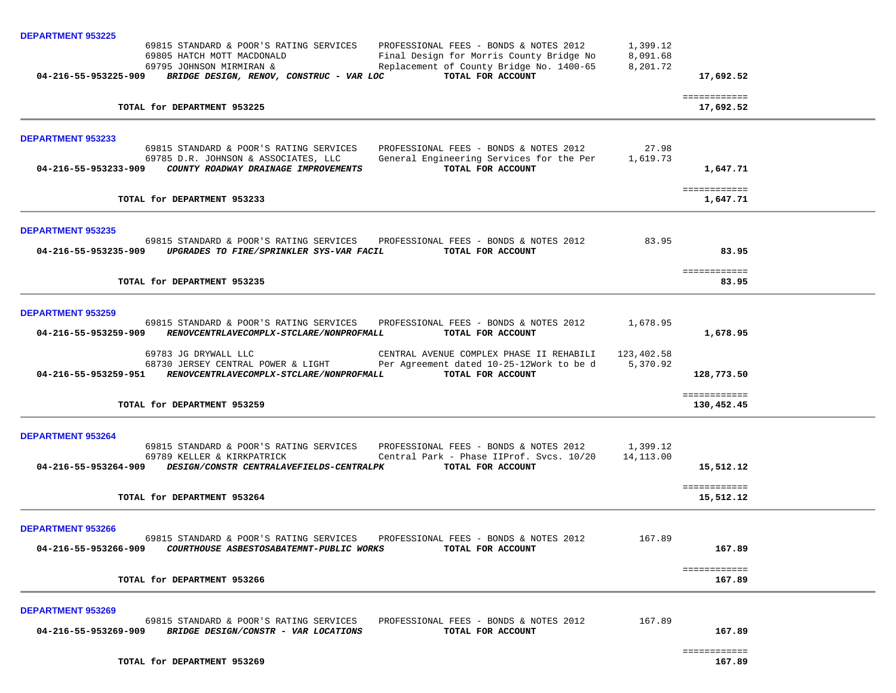**DEPARTMENT 953225**

| Account | Vendor | Description | Amount | Total |
|---|---|---|---|---|
| | 69815 STANDARD & POOR'S RATING SERVICES | PROFESSIONAL FEES - BONDS & NOTES 2012 | 1,399.12 | |
| | 69805 HATCH MOTT MACDONALD | Final Design for Morris County Bridge No | 8,091.68 | |
| | 69795 JOHNSON MIRMIRAN & | Replacement of County Bridge No. 1400-65 | 8,201.72 | |
| **04-216-55-953225-909** | ***BRIDGE DESIGN, RENOV, CONSTRUC - VAR LOC*** | **TOTAL FOR ACCOUNT** | | **17,692.52** |

**TOTAL for DEPARTMENT 953225** — **17,692.52**

**DEPARTMENT 953233**

| Account | Vendor | Description | Amount | Total |
|---|---|---|---|---|
| | 69815 STANDARD & POOR'S RATING SERVICES | PROFESSIONAL FEES - BONDS & NOTES 2012 | 27.98 | |
| | 69785 D.R. JOHNSON & ASSOCIATES, LLC | General Engineering Services for the Per | 1,619.73 | |
| **04-216-55-953233-909** | ***COUNTY ROADWAY DRAINAGE IMPROVEMENTS*** | **TOTAL FOR ACCOUNT** | | **1,647.71** |

**TOTAL for DEPARTMENT 953233** — **1,647.71**

**DEPARTMENT 953235**

| Account | Vendor | Description | Amount | Total |
|---|---|---|---|---|
| | 69815 STANDARD & POOR'S RATING SERVICES | PROFESSIONAL FEES - BONDS & NOTES 2012 | 83.95 | |
| **04-216-55-953235-909** | ***UPGRADES TO FIRE/SPRINKLER SYS-VAR FACIL*** | **TOTAL FOR ACCOUNT** | | **83.95** |

**TOTAL for DEPARTMENT 953235** — **83.95**

**DEPARTMENT 953259**

| Account | Vendor | Description | Amount | Total |
|---|---|---|---|---|
| | 69815 STANDARD & POOR'S RATING SERVICES | PROFESSIONAL FEES - BONDS & NOTES 2012 | 1,678.95 | |
| **04-216-55-953259-909** | ***RENOVCENTRLAVECOMPLX-STCLARE/NONPROFMALL*** | **TOTAL FOR ACCOUNT** | | **1,678.95** |
| | 69783 JG DRYWALL LLC | CENTRAL AVENUE COMPLEX PHASE II REHABILI | 123,402.58 | |
| | 68730 JERSEY CENTRAL POWER & LIGHT | Per Agreement dated 10-25-12Work to be d | 5,370.92 | |
| **04-216-55-953259-951** | ***RENOVCENTRLAVECOMPLX-STCLARE/NONPROFMALL*** | **TOTAL FOR ACCOUNT** | | **128,773.50** |

**TOTAL for DEPARTMENT 953259** — **130,452.45**

**DEPARTMENT 953264**

| Account | Vendor | Description | Amount | Total |
|---|---|---|---|---|
| | 69815 STANDARD & POOR'S RATING SERVICES | PROFESSIONAL FEES - BONDS & NOTES 2012 | 1,399.12 | |
| | 69789 KELLER & KIRKPATRICK | Central Park - Phase IIProf. Svcs. 10/20 | 14,113.00 | |
| **04-216-55-953264-909** | ***DESIGN/CONSTR CENTRALAVEFIELDS-CENTRALPK*** | **TOTAL FOR ACCOUNT** | | **15,512.12** |

**TOTAL for DEPARTMENT 953264** — **15,512.12**

**DEPARTMENT 953266**

| Account | Vendor | Description | Amount | Total |
|---|---|---|---|---|
| | 69815 STANDARD & POOR'S RATING SERVICES | PROFESSIONAL FEES - BONDS & NOTES 2012 | 167.89 | |
| **04-216-55-953266-909** | ***COURTHOUSE ASBESTOSABATEMNT-PUBLIC WORKS*** | **TOTAL FOR ACCOUNT** | | **167.89** |

**TOTAL for DEPARTMENT 953266** — **167.89**

**DEPARTMENT 953269**

| Account | Vendor | Description | Amount | Total |
|---|---|---|---|---|
| | 69815 STANDARD & POOR'S RATING SERVICES | PROFESSIONAL FEES - BONDS & NOTES 2012 | 167.89 | |
| **04-216-55-953269-909** | ***BRIDGE DESIGN/CONSTR - VAR LOCATIONS*** | **TOTAL FOR ACCOUNT** | | **167.89** |

**TOTAL for DEPARTMENT 953269** — **167.89**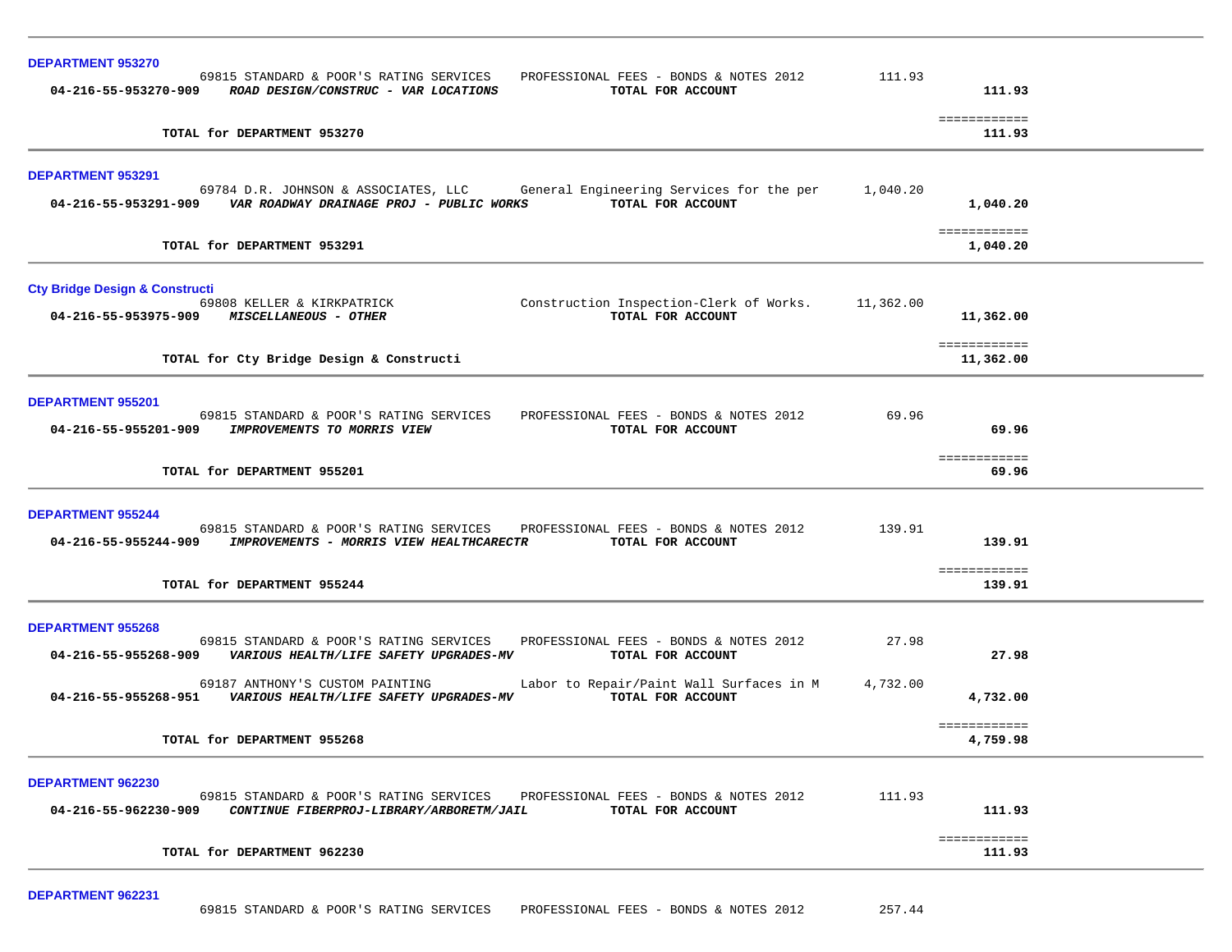**DEPARTMENT 953270**

| Account | Vendor / Description | Item Description | Amount | Total |
|---|---|---|---|---|
| | 69815 STANDARD & POOR'S RATING SERVICES | PROFESSIONAL FEES - BONDS & NOTES 2012 | 111.93 | |
| **04-216-55-953270-909** | ***ROAD DESIGN/CONSTRUC - VAR LOCATIONS*** | **TOTAL FOR ACCOUNT** | | **111.93** |

**TOTAL for DEPARTMENT 953270** ============ **111.93**

---

**DEPARTMENT 953291**

| Account | Vendor / Description | Item Description | Amount | Total |
|---|---|---|---|---|
| | 69784 D.R. JOHNSON & ASSOCIATES, LLC | General Engineering Services for the per | 1,040.20 | |
| **04-216-55-953291-909** | ***VAR ROADWAY DRAINAGE PROJ - PUBLIC WORKS*** | **TOTAL FOR ACCOUNT** | | **1,040.20** |

**TOTAL for DEPARTMENT 953291** ============ **1,040.20**

---

**Cty Bridge Design & Constructi**

| Account | Vendor / Description | Item Description | Amount | Total |
|---|---|---|---|---|
| | 69808 KELLER & KIRKPATRICK | Construction Inspection-Clerk of Works. | 11,362.00 | |
| **04-216-55-953975-909** | ***MISCELLANEOUS - OTHER*** | **TOTAL FOR ACCOUNT** | | **11,362.00** |

**TOTAL for Cty Bridge Design & Constructi** ============ **11,362.00**

---

**DEPARTMENT 955201**

| Account | Vendor / Description | Item Description | Amount | Total |
|---|---|---|---|---|
| | 69815 STANDARD & POOR'S RATING SERVICES | PROFESSIONAL FEES - BONDS & NOTES 2012 | 69.96 | |
| **04-216-55-955201-909** | ***IMPROVEMENTS TO MORRIS VIEW*** | **TOTAL FOR ACCOUNT** | | **69.96** |

**TOTAL for DEPARTMENT 955201** ============ **69.96**

---

**DEPARTMENT 955244**

| Account | Vendor / Description | Item Description | Amount | Total |
|---|---|---|---|---|
| | 69815 STANDARD & POOR'S RATING SERVICES | PROFESSIONAL FEES - BONDS & NOTES 2012 | 139.91 | |
| **04-216-55-955244-909** | ***IMPROVEMENTS - MORRIS VIEW HEALTHCARECTR*** | **TOTAL FOR ACCOUNT** | | **139.91** |

**TOTAL for DEPARTMENT 955244** ============ **139.91**

---

**DEPARTMENT 955268**

| Account | Vendor / Description | Item Description | Amount | Total |
|---|---|---|---|---|
| | 69815 STANDARD & POOR'S RATING SERVICES | PROFESSIONAL FEES - BONDS & NOTES 2012 | 27.98 | |
| **04-216-55-955268-909** | ***VARIOUS HEALTH/LIFE SAFETY UPGRADES-MV*** | **TOTAL FOR ACCOUNT** | | **27.98** |
| | 69187 ANTHONY'S CUSTOM PAINTING | Labor to Repair/Paint Wall Surfaces in M | 4,732.00 | |
| **04-216-55-955268-951** | ***VARIOUS HEALTH/LIFE SAFETY UPGRADES-MV*** | **TOTAL FOR ACCOUNT** | | **4,732.00** |

**TOTAL for DEPARTMENT 955268** ============ **4,759.98**

---

**DEPARTMENT 962230**

| Account | Vendor / Description | Item Description | Amount | Total |
|---|---|---|---|---|
| | 69815 STANDARD & POOR'S RATING SERVICES | PROFESSIONAL FEES - BONDS & NOTES 2012 | 111.93 | |
| **04-216-55-962230-909** | ***CONTINUE FIBERPROJ-LIBRARY/ARBORETM/JAIL*** | **TOTAL FOR ACCOUNT** | | **111.93** |

**TOTAL for DEPARTMENT 962230** ============ **111.93**

---

**DEPARTMENT 962231**

| Account | Vendor / Description | Item Description | Amount | Total |
|---|---|---|---|---|
| | 69815 STANDARD & POOR'S RATING SERVICES | PROFESSIONAL FEES - BONDS & NOTES 2012 | 257.44 | |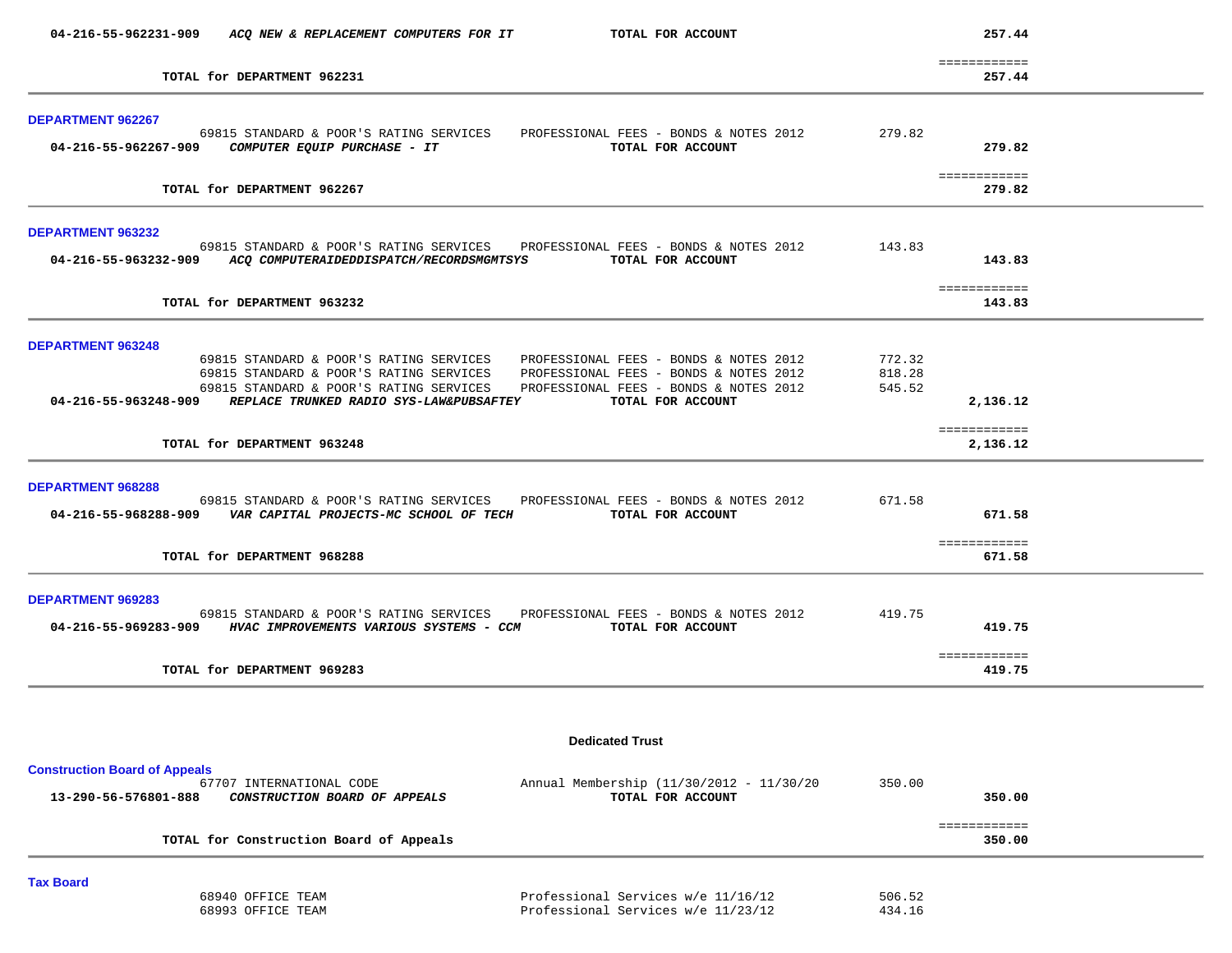| | | | | |
|---|---|---|---|---|
| 04-216-55-962231-909 | *ACQ NEW & REPLACEMENT COMPUTERS FOR IT* | **TOTAL FOR ACCOUNT** | | **257.44** |
| | | | | ============ |
| | **TOTAL for DEPARTMENT 962231** | | | **257.44** |

**DEPARTMENT 962267**

| | | | | |
|---|---|---|---|---|
| | 69815 STANDARD & POOR'S RATING SERVICES | PROFESSIONAL FEES - BONDS & NOTES 2012 | 279.82 | |
| **04-216-55-962267-909** | ***COMPUTER EQUIP PURCHASE - IT*** | **TOTAL FOR ACCOUNT** | | **279.82** |
| | | | | ============ |
| | **TOTAL for DEPARTMENT 962267** | | | **279.82** |

**DEPARTMENT 963232**

| | | | | |
|---|---|---|---|---|
| | 69815 STANDARD & POOR'S RATING SERVICES | PROFESSIONAL FEES - BONDS & NOTES 2012 | 143.83 | |
| **04-216-55-963232-909** | ***ACQ COMPUTERAIDEDDISPATCH/RECORDSMGMTSYS*** | **TOTAL FOR ACCOUNT** | | **143.83** |
| | | | | ============ |
| | **TOTAL for DEPARTMENT 963232** | | | **143.83** |

**DEPARTMENT 963248**

| | | | | |
|---|---|---|---|---|
| | 69815 STANDARD & POOR'S RATING SERVICES | PROFESSIONAL FEES - BONDS & NOTES 2012 | 772.32 | |
| | 69815 STANDARD & POOR'S RATING SERVICES | PROFESSIONAL FEES - BONDS & NOTES 2012 | 818.28 | |
| | 69815 STANDARD & POOR'S RATING SERVICES | PROFESSIONAL FEES - BONDS & NOTES 2012 | 545.52 | |
| **04-216-55-963248-909** | ***REPLACE TRUNKED RADIO SYS-LAW&PUBSAFTEY*** | **TOTAL FOR ACCOUNT** | | **2,136.12** |
| | | | | ============ |
| | **TOTAL for DEPARTMENT 963248** | | | **2,136.12** |

**DEPARTMENT 968288**

| | | | | |
|---|---|---|---|---|
| | 69815 STANDARD & POOR'S RATING SERVICES | PROFESSIONAL FEES - BONDS & NOTES 2012 | 671.58 | |
| **04-216-55-968288-909** | ***VAR CAPITAL PROJECTS-MC SCHOOL OF TECH*** | **TOTAL FOR ACCOUNT** | | **671.58** |
| | | | | ============ |
| | **TOTAL for DEPARTMENT 968288** | | | **671.58** |

**DEPARTMENT 969283**

| | | | | |
|---|---|---|---|---|
| | 69815 STANDARD & POOR'S RATING SERVICES | PROFESSIONAL FEES - BONDS & NOTES 2012 | 419.75 | |
| **04-216-55-969283-909** | ***HVAC IMPROVEMENTS VARIOUS SYSTEMS - CCM*** | **TOTAL FOR ACCOUNT** | | **419.75** |
| | | | | ============ |
| | **TOTAL for DEPARTMENT 969283** | | | **419.75** |

## Dedicated Trust

**Construction Board of Appeals**

| | | | | |
|---|---|---|---|---|
| | 67707 INTERNATIONAL CODE | Annual Membership (11/30/2012 - 11/30/20 | 350.00 | |
| **13-290-56-576801-888** | ***CONSTRUCTION BOARD OF APPEALS*** | **TOTAL FOR ACCOUNT** | | **350.00** |
| | | | | ============ |
| | **TOTAL for Construction Board of Appeals** | | | **350.00** |

**Tax Board**

| | | | | |
|---|---|---|---|---|
| | 68940 OFFICE TEAM | Professional Services w/e 11/16/12 | 506.52 | |
| | 68993 OFFICE TEAM | Professional Services w/e 11/23/12 | 434.16 | |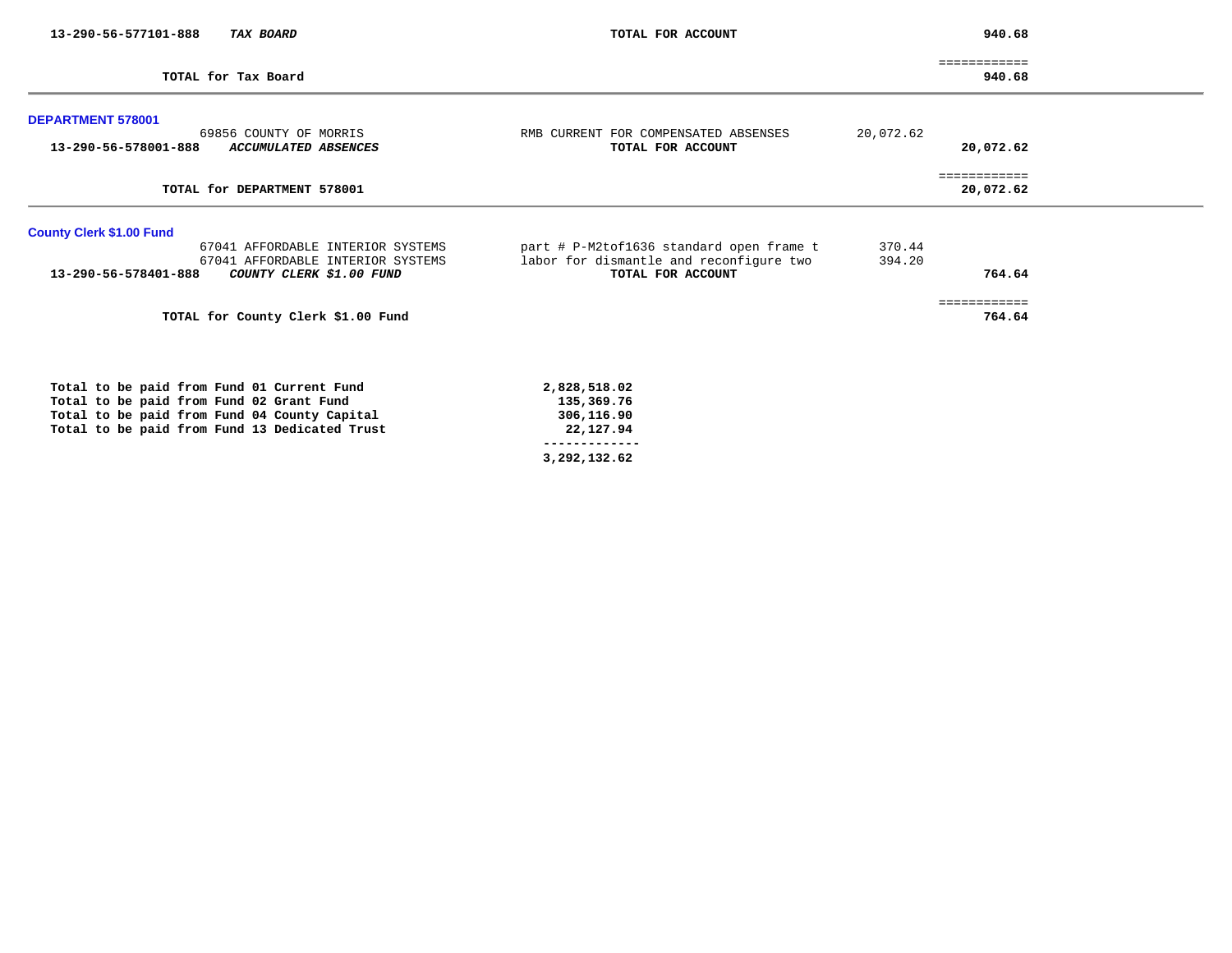| | | | | |
|---|---|---|---|---|
| **13-290-56-577101-888** ***TAX BOARD*** | | **TOTAL FOR ACCOUNT** | | **940.68** |
| | | | | ============ |
| **TOTAL for Tax Board** | | | | **940.68** |

**DEPARTMENT 578001**

| | | | | |
|---|---|---|---|---|
| | 69856 COUNTY OF MORRIS | RMB CURRENT FOR COMPENSATED ABSENSES | 20,072.62 | |
| **13-290-56-578001-888** ***ACCUMULATED ABSENCES*** | | **TOTAL FOR ACCOUNT** | | **20,072.62** |
| | | | | ============ |
| **TOTAL for DEPARTMENT 578001** | | | | **20,072.62** |

**County Clerk $1.00 Fund**

| | | | | |
|---|---|---|---|---|
| | 67041 AFFORDABLE INTERIOR SYSTEMS | part # P-M2tof1636 standard open frame t | 370.44 | |
| | 67041 AFFORDABLE INTERIOR SYSTEMS | labor for dismantle and reconfigure two | 394.20 | |
| **13-290-56-578401-888** ***COUNTY CLERK $1.00 FUND*** | | **TOTAL FOR ACCOUNT** | | **764.64** |
| | | | | ============ |
| **TOTAL for County Clerk $1.00 Fund** | | | | **764.64** |

| | |
|---|---|
| **Total to be paid from Fund 01 Current Fund** | **2,828,518.02** |
| **Total to be paid from Fund 02 Grant Fund** | **135,369.76** |
| **Total to be paid from Fund 04 County Capital** | **306,116.90** |
| **Total to be paid from Fund 13 Dedicated Trust** | **22,127.94** |
| | ------------- |
| | **3,292,132.62** |